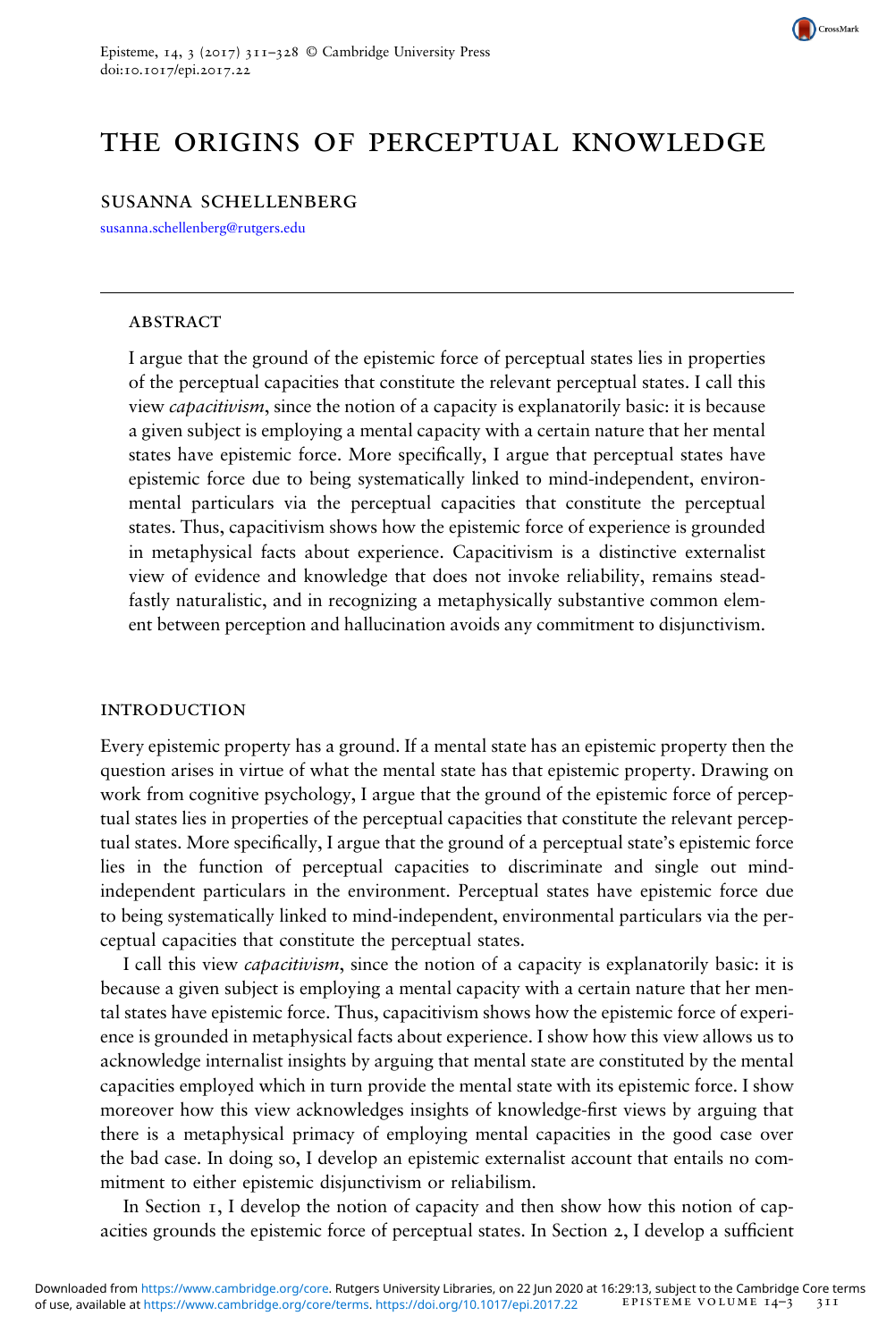# THE ORIGINS OF PERCEPTUAL KNOWLEDGE

SUSANNA SCHELLENBERG

susanna.schellenberg@rutgers.edu

## ABSTRACT

I argue that the ground of the epistemic force of perceptual states lies in properties of the perceptual capacities that constitute the relevant perceptual states. I call this view *capacitivism*, since the notion of a capacity is explanatorily basic: it is because a given subject is employing a mental capacity with a certain nature that her mental states have epistemic force. More specifically, I argue that perceptual states have epistemic force due to being systematically linked to mind-independent, environmental particulars via the perceptual capacities that constitute the perceptual states. Thus, capacitivism shows how the epistemic force of experience is grounded in metaphysical facts about experience. Capacitivism is a distinctive externalist view of evidence and knowledge that does not invoke reliability, remains steadfastly naturalistic, and in recognizing a metaphysically substantive common element between perception and hallucination avoids any commitment to disjunctivism.

## INTRODUCTION

Every epistemic property has a ground. If a mental state has an epistemic property then the question arises in virtue of what the mental state has that epistemic property. Drawing on work from cognitive psychology, I argue that the ground of the epistemic force of perceptual states lies in properties of the perceptual capacities that constitute the relevant perceptual states. More specifically, I argue that the ground of a perceptual state's epistemic force lies in the function of perceptual capacities to discriminate and single out mind-independent particulars in the environment. Perceptual states have epistemic force due to being systematically linked to mind-independent, environmental particulars via the perceptual capacities that constitute the perceptual states.

I call this view *capacitivism*, since the notion of a capacity is explanatorily basic: it is because a given subject is employing a mental capacity with a certain nature that her mental states have epistemic force. Thus, capacitivism shows how the epistemic force of experience is grounded in metaphysical facts about experience. I show how this view allows us to acknowledge internalist insights by arguing that mental state are constituted by the mental capacities employed which in turn provide the mental state with its epistemic force. I show moreover how this view acknowledges insights of knowledge-first views by arguing that there is a metaphysical primacy of employing mental capacities in the good case over the bad case. In doing so, I develop an epistemic externalist account that entails no commitment to either epistemic disjunctivism or reliabilism.

In Section 1, I develop the notion of capacity and then show how this notion of capacities grounds the epistemic force of perceptual states. In Section 2, I develop a sufficient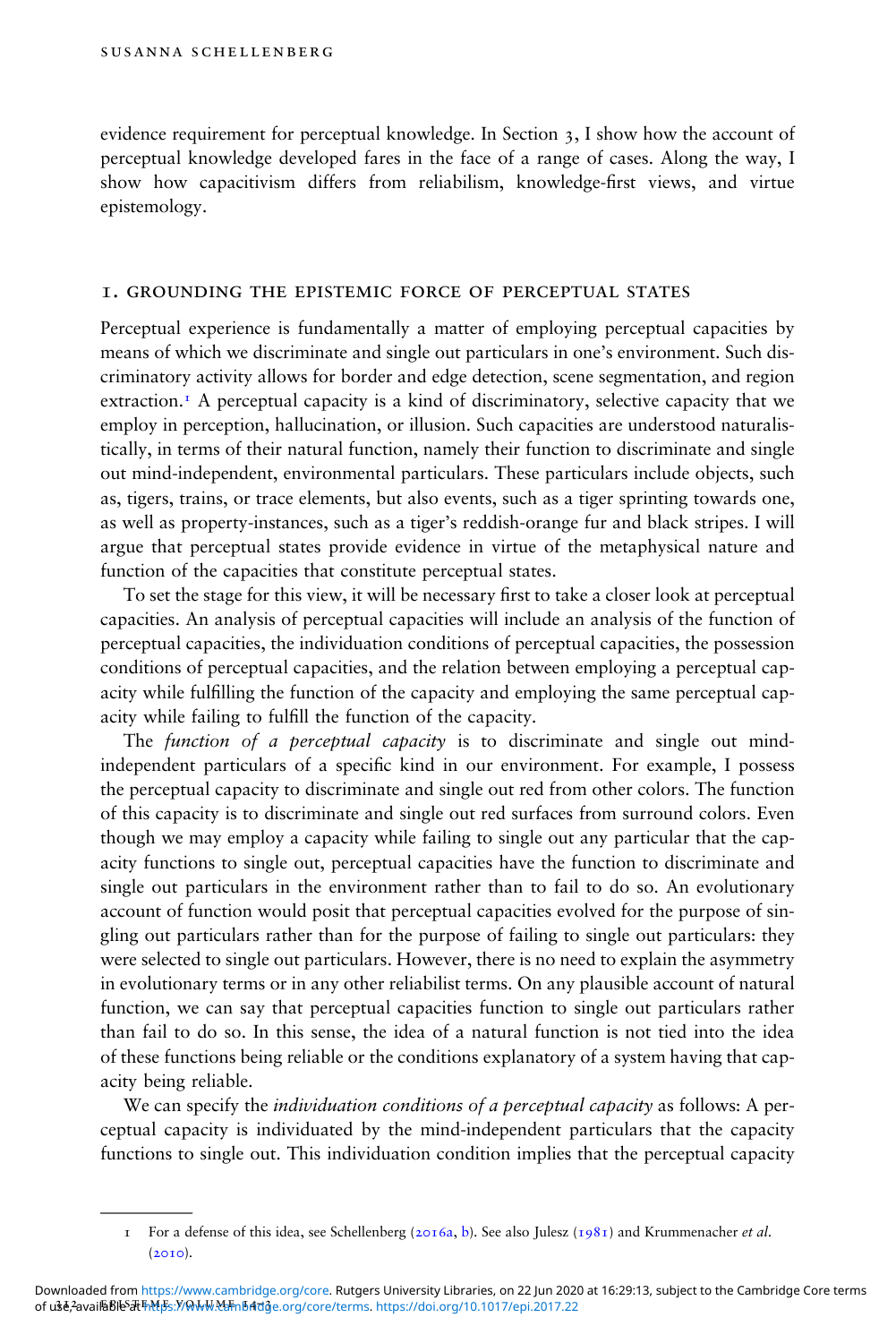evidence requirement for perceptual knowledge. In Section 3, I show how the account of perceptual knowledge developed fares in the face of a range of cases. Along the way, I show how capacitivism differs from reliabilism, knowledge-first views, and virtue epistemology.

## 1. Grounding the Epistemic Force of Perceptual States

Perceptual experience is fundamentally a matter of employing perceptual capacities by means of which we discriminate and single out particulars in one's environment. Such discriminatory activity allows for border and edge detection, scene segmentation, and region extraction.[1] A perceptual capacity is a kind of discriminatory, selective capacity that we employ in perception, hallucination, or illusion. Such capacities are understood naturalistically, in terms of their natural function, namely their function to discriminate and single out mind-independent, environmental particulars. These particulars include objects, such as, tigers, trains, or trace elements, but also events, such as a tiger sprinting towards one, as well as property-instances, such as a tiger's reddish-orange fur and black stripes. I will argue that perceptual states provide evidence in virtue of the metaphysical nature and function of the capacities that constitute perceptual states.

To set the stage for this view, it will be necessary first to take a closer look at perceptual capacities. An analysis of perceptual capacities will include an analysis of the function of perceptual capacities, the individuation conditions of perceptual capacities, the possession conditions of perceptual capacities, and the relation between employing a perceptual capacity while fulfilling the function of the capacity and employing the same perceptual capacity while failing to fulfill the function of the capacity.

The *function of a perceptual capacity* is to discriminate and single out mind-independent particulars of a specific kind in our environment. For example, I possess the perceptual capacity to discriminate and single out red from other colors. The function of this capacity is to discriminate and single out red surfaces from surround colors. Even though we may employ a capacity while failing to single out any particular that the capacity functions to single out, perceptual capacities have the function to discriminate and single out particulars in the environment rather than to fail to do so. An evolutionary account of function would posit that perceptual capacities evolved for the purpose of singling out particulars rather than for the purpose of failing to single out particulars: they were selected to single out particulars. However, there is no need to explain the asymmetry in evolutionary terms or in any other reliabilist terms. On any plausible account of natural function, we can say that perceptual capacities function to single out particulars rather than fail to do so. In this sense, the idea of a natural function is not tied into the idea of these functions being reliable or the conditions explanatory of a system having that capacity being reliable.

We can specify the *individuation conditions of a perceptual capacity* as follows: A perceptual capacity is individuated by the mind-independent particulars that the capacity functions to single out. This individuation condition implies that the perceptual capacity

1 For a defense of this idea, see Schellenberg (2016a, b). See also Julesz (1981) and Krummenacher *et al.* (2010).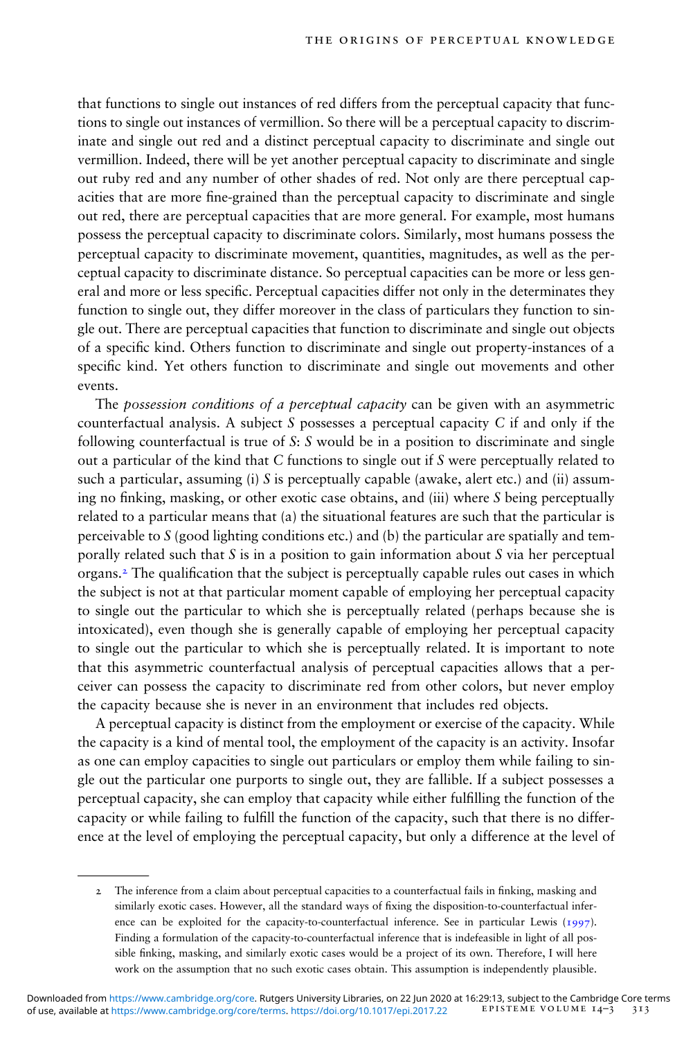that functions to single out instances of red differs from the perceptual capacity that functions to single out instances of vermillion. So there will be a perceptual capacity to discriminate and single out red and a distinct perceptual capacity to discriminate and single out vermillion. Indeed, there will be yet another perceptual capacity to discriminate and single out ruby red and any number of other shades of red. Not only are there perceptual capacities that are more fine-grained than the perceptual capacity to discriminate and single out red, there are perceptual capacities that are more general. For example, most humans possess the perceptual capacity to discriminate colors. Similarly, most humans possess the perceptual capacity to discriminate movement, quantities, magnitudes, as well as the perceptual capacity to discriminate distance. So perceptual capacities can be more or less general and more or less specific. Perceptual capacities differ not only in the determinates they function to single out, they differ moreover in the class of particulars they function to single out. There are perceptual capacities that function to discriminate and single out objects of a specific kind. Others function to discriminate and single out property-instances of a specific kind. Yet others function to discriminate and single out movements and other events.

The *possession conditions of a perceptual capacity* can be given with an asymmetric counterfactual analysis. A subject *S* possesses a perceptual capacity *C* if and only if the following counterfactual is true of *S*: *S* would be in a position to discriminate and single out a particular of the kind that *C* functions to single out if *S* were perceptually related to such a particular, assuming (i) *S* is perceptually capable (awake, alert etc.) and (ii) assuming no finking, masking, or other exotic case obtains, and (iii) where *S* being perceptually related to a particular means that (a) the situational features are such that the particular is perceivable to *S* (good lighting conditions etc.) and (b) the particular are spatially and temporally related such that *S* is in a position to gain information about *S* via her perceptual organs.[2] The qualification that the subject is perceptually capable rules out cases in which the subject is not at that particular moment capable of employing her perceptual capacity to single out the particular to which she is perceptually related (perhaps because she is intoxicated), even though she is generally capable of employing her perceptual capacity to single out the particular to which she is perceptually related. It is important to note that this asymmetric counterfactual analysis of perceptual capacities allows that a perceiver can possess the capacity to discriminate red from other colors, but never employ the capacity because she is never in an environment that includes red objects.

A perceptual capacity is distinct from the employment or exercise of the capacity. While the capacity is a kind of mental tool, the employment of the capacity is an activity. Insofar as one can employ capacities to single out particulars or employ them while failing to single out the particular one purports to single out, they are fallible. If a subject possesses a perceptual capacity, she can employ that capacity while either fulfilling the function of the capacity or while failing to fulfill the function of the capacity, such that there is no difference at the level of employing the perceptual capacity, but only a difference at the level of

2 The inference from a claim about perceptual capacities to a counterfactual fails in finking, masking and similarly exotic cases. However, all the standard ways of fixing the disposition-to-counterfactual inference can be exploited for the capacity-to-counterfactual inference. See in particular Lewis (1997). Finding a formulation of the capacity-to-counterfactual inference that is indefeasible in light of all possible finking, masking, and similarly exotic cases would be a project of its own. Therefore, I will here work on the assumption that no such exotic cases obtain. This assumption is independently plausible.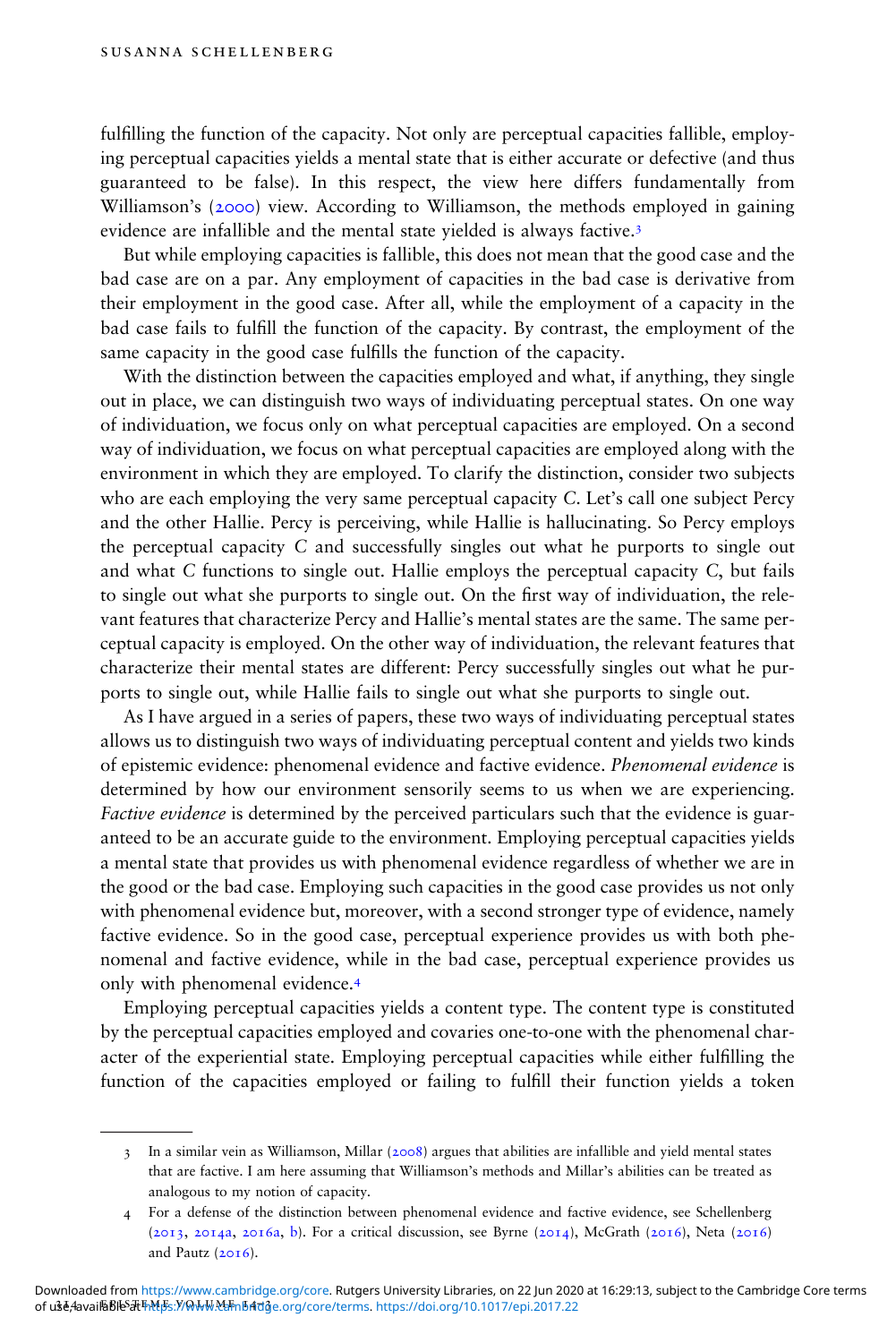fulfilling the function of the capacity. Not only are perceptual capacities fallible, employing perceptual capacities yields a mental state that is either accurate or defective (and thus guaranteed to be false). In this respect, the view here differs fundamentally from Williamson's (2000) view. According to Williamson, the methods employed in gaining evidence are infallible and the mental state yielded is always factive.[3]

But while employing capacities is fallible, this does not mean that the good case and the bad case are on a par. Any employment of capacities in the bad case is derivative from their employment in the good case. After all, while the employment of a capacity in the bad case fails to fulfill the function of the capacity. By contrast, the employment of the same capacity in the good case fulfills the function of the capacity.

With the distinction between the capacities employed and what, if anything, they single out in place, we can distinguish two ways of individuating perceptual states. On one way of individuation, we focus only on what perceptual capacities are employed. On a second way of individuation, we focus on what perceptual capacities are employed along with the environment in which they are employed. To clarify the distinction, consider two subjects who are each employing the very same perceptual capacity *C*. Let's call one subject Percy and the other Hallie. Percy is perceiving, while Hallie is hallucinating. So Percy employs the perceptual capacity *C* and successfully singles out what he purports to single out and what *C* functions to single out. Hallie employs the perceptual capacity *C*, but fails to single out what she purports to single out. On the first way of individuation, the relevant features that characterize Percy and Hallie's mental states are the same. The same perceptual capacity is employed. On the other way of individuation, the relevant features that characterize their mental states are different: Percy successfully singles out what he purports to single out, while Hallie fails to single out what she purports to single out.

As I have argued in a series of papers, these two ways of individuating perceptual states allows us to distinguish two ways of individuating perceptual content and yields two kinds of epistemic evidence: phenomenal evidence and factive evidence. *Phenomenal evidence* is determined by how our environment sensorily seems to us when we are experiencing. *Factive evidence* is determined by the perceived particulars such that the evidence is guaranteed to be an accurate guide to the environment. Employing perceptual capacities yields a mental state that provides us with phenomenal evidence regardless of whether we are in the good or the bad case. Employing such capacities in the good case provides us not only with phenomenal evidence but, moreover, with a second stronger type of evidence, namely factive evidence. So in the good case, perceptual experience provides us with both phenomenal and factive evidence, while in the bad case, perceptual experience provides us only with phenomenal evidence.[4]

Employing perceptual capacities yields a content type. The content type is constituted by the perceptual capacities employed and covaries one-to-one with the phenomenal character of the experiential state. Employing perceptual capacities while either fulfilling the function of the capacities employed or failing to fulfill their function yields a token

---

3 In a similar vein as Williamson, Millar (2008) argues that abilities are infallible and yield mental states that are factive. I am here assuming that Williamson's methods and Millar's abilities can be treated as analogous to my notion of capacity.

4 For a defense of the distinction between phenomenal evidence and factive evidence, see Schellenberg (2013, 2014a, 2016a, b). For a critical discussion, see Byrne (2014), McGrath (2016), Neta (2016) and Pautz (2016).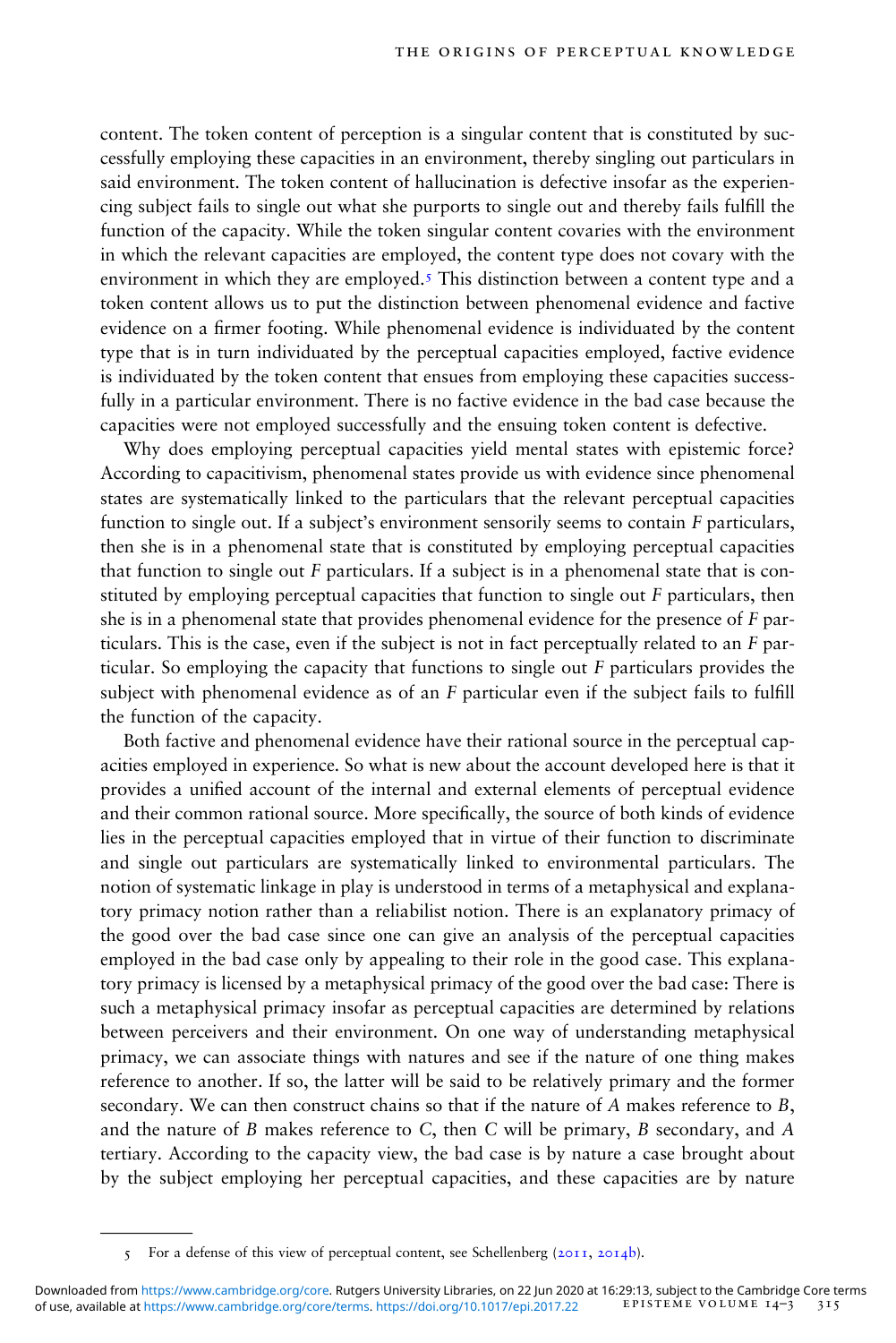content. The token content of perception is a singular content that is constituted by successfully employing these capacities in an environment, thereby singling out particulars in said environment. The token content of hallucination is defective insofar as the experiencing subject fails to single out what she purports to single out and thereby fails fulfill the function of the capacity. While the token singular content covaries with the environment in which the relevant capacities are employed, the content type does not covary with the environment in which they are employed.[5] This distinction between a content type and a token content allows us to put the distinction between phenomenal evidence and factive evidence on a firmer footing. While phenomenal evidence is individuated by the content type that is in turn individuated by the perceptual capacities employed, factive evidence is individuated by the token content that ensues from employing these capacities successfully in a particular environment. There is no factive evidence in the bad case because the capacities were not employed successfully and the ensuing token content is defective.

Why does employing perceptual capacities yield mental states with epistemic force? According to capacitivism, phenomenal states provide us with evidence since phenomenal states are systematically linked to the particulars that the relevant perceptual capacities function to single out. If a subject's environment sensorily seems to contain *F* particulars, then she is in a phenomenal state that is constituted by employing perceptual capacities that function to single out *F* particulars. If a subject is in a phenomenal state that is constituted by employing perceptual capacities that function to single out *F* particulars, then she is in a phenomenal state that provides phenomenal evidence for the presence of *F* particulars. This is the case, even if the subject is not in fact perceptually related to an *F* particular. So employing the capacity that functions to single out *F* particulars provides the subject with phenomenal evidence as of an *F* particular even if the subject fails to fulfill the function of the capacity.

Both factive and phenomenal evidence have their rational source in the perceptual capacities employed in experience. So what is new about the account developed here is that it provides a unified account of the internal and external elements of perceptual evidence and their common rational source. More specifically, the source of both kinds of evidence lies in the perceptual capacities employed that in virtue of their function to discriminate and single out particulars are systematically linked to environmental particulars. The notion of systematic linkage in play is understood in terms of a metaphysical and explanatory primacy notion rather than a reliabilist notion. There is an explanatory primacy of the good over the bad case since one can give an analysis of the perceptual capacities employed in the bad case only by appealing to their role in the good case. This explanatory primacy is licensed by a metaphysical primacy of the good over the bad case: There is such a metaphysical primacy insofar as perceptual capacities are determined by relations between perceivers and their environment. On one way of understanding metaphysical primacy, we can associate things with natures and see if the nature of one thing makes reference to another. If so, the latter will be said to be relatively primary and the former secondary. We can then construct chains so that if the nature of *A* makes reference to *B*, and the nature of *B* makes reference to *C*, then *C* will be primary, *B* secondary, and *A* tertiary. According to the capacity view, the bad case is by nature a case brought about by the subject employing her perceptual capacities, and these capacities are by nature

5 For a defense of this view of perceptual content, see Schellenberg (2011, 2014b).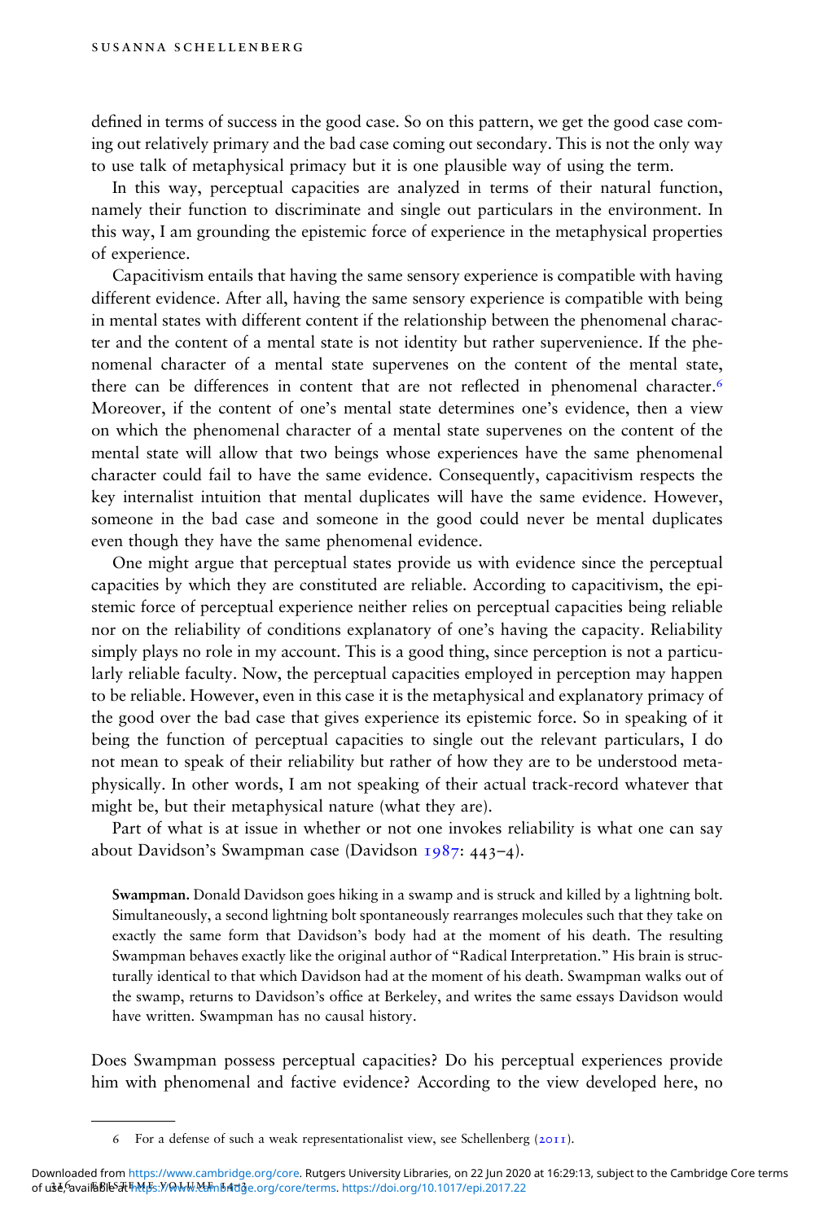defined in terms of success in the good case. So on this pattern, we get the good case coming out relatively primary and the bad case coming out secondary. This is not the only way to use talk of metaphysical primacy but it is one plausible way of using the term.

In this way, perceptual capacities are analyzed in terms of their natural function, namely their function to discriminate and single out particulars in the environment. In this way, I am grounding the epistemic force of experience in the metaphysical properties of experience.

Capacitivism entails that having the same sensory experience is compatible with having different evidence. After all, having the same sensory experience is compatible with being in mental states with different content if the relationship between the phenomenal character and the content of a mental state is not identity but rather supervenience. If the phenomenal character of a mental state supervenes on the content of the mental state, there can be differences in content that are not reflected in phenomenal character.[6] Moreover, if the content of one's mental state determines one's evidence, then a view on which the phenomenal character of a mental state supervenes on the content of the mental state will allow that two beings whose experiences have the same phenomenal character could fail to have the same evidence. Consequently, capacitivism respects the key internalist intuition that mental duplicates will have the same evidence. However, someone in the bad case and someone in the good could never be mental duplicates even though they have the same phenomenal evidence.

One might argue that perceptual states provide us with evidence since the perceptual capacities by which they are constituted are reliable. According to capacitivism, the epistemic force of perceptual experience neither relies on perceptual capacities being reliable nor on the reliability of conditions explanatory of one's having the capacity. Reliability simply plays no role in my account. This is a good thing, since perception is not a particularly reliable faculty. Now, the perceptual capacities employed in perception may happen to be reliable. However, even in this case it is the metaphysical and explanatory primacy of the good over the bad case that gives experience its epistemic force. So in speaking of it being the function of perceptual capacities to single out the relevant particulars, I do not mean to speak of their reliability but rather of how they are to be understood metaphysically. In other words, I am not speaking of their actual track-record whatever that might be, but their metaphysical nature (what they are).

Part of what is at issue in whether or not one invokes reliability is what one can say about Davidson's Swampman case (Davidson 1987: 443–4).

> **Swampman.** Donald Davidson goes hiking in a swamp and is struck and killed by a lightning bolt. Simultaneously, a second lightning bolt spontaneously rearranges molecules such that they take on exactly the same form that Davidson's body had at the moment of his death. The resulting Swampman behaves exactly like the original author of "Radical Interpretation." His brain is structurally identical to that which Davidson had at the moment of his death. Swampman walks out of the swamp, returns to Davidson's office at Berkeley, and writes the same essays Davidson would have written. Swampman has no causal history.

Does Swampman possess perceptual capacities? Do his perceptual experiences provide him with phenomenal and factive evidence? According to the view developed here, no

6 For a defense of such a weak representationalist view, see Schellenberg (2011).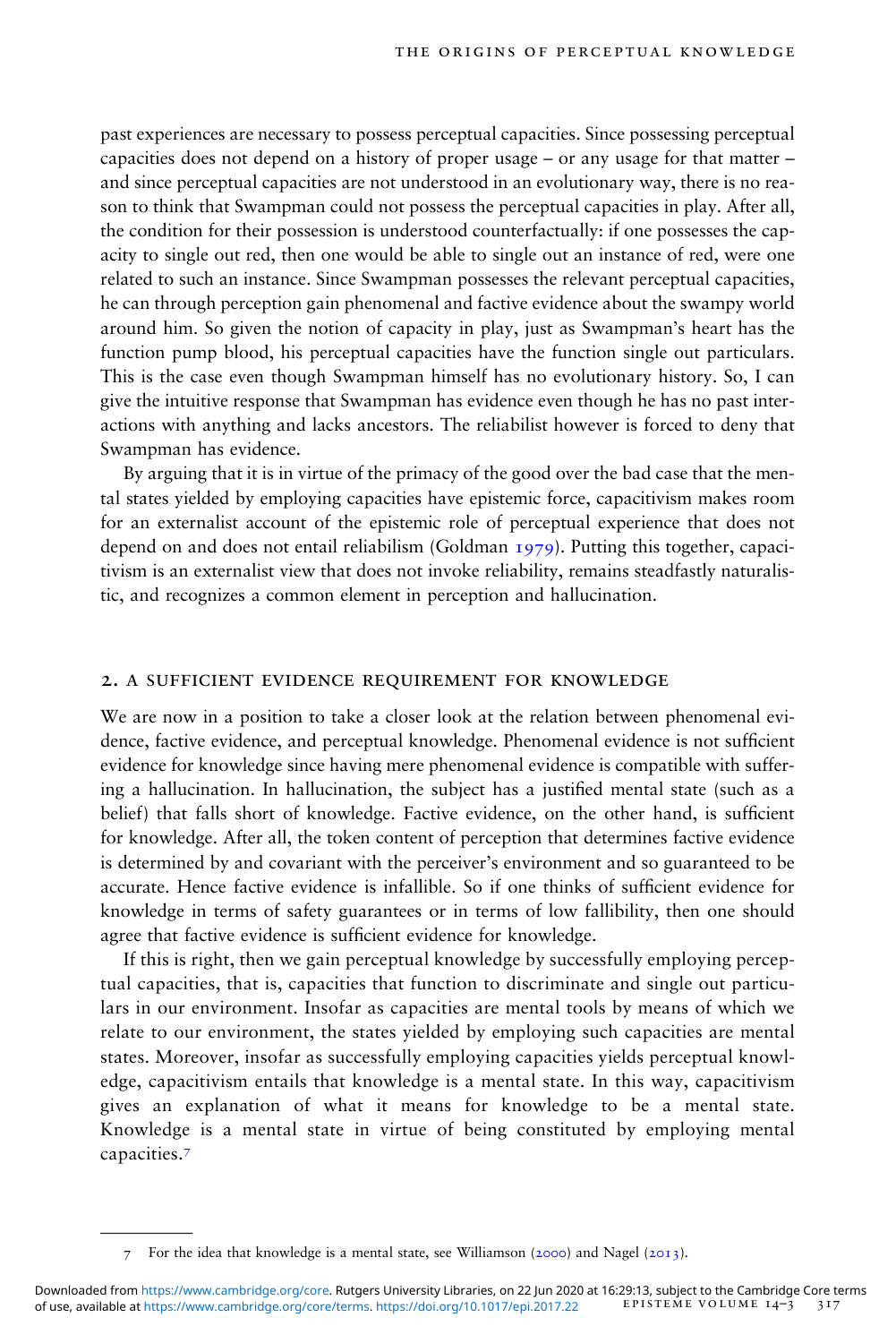past experiences are necessary to possess perceptual capacities. Since possessing perceptual capacities does not depend on a history of proper usage – or any usage for that matter – and since perceptual capacities are not understood in an evolutionary way, there is no reason to think that Swampman could not possess the perceptual capacities in play. After all, the condition for their possession is understood counterfactually: if one possesses the capacity to single out red, then one would be able to single out an instance of red, were one related to such an instance. Since Swampman possesses the relevant perceptual capacities, he can through perception gain phenomenal and factive evidence about the swampy world around him. So given the notion of capacity in play, just as Swampman's heart has the function pump blood, his perceptual capacities have the function single out particulars. This is the case even though Swampman himself has no evolutionary history. So, I can give the intuitive response that Swampman has evidence even though he has no past interactions with anything and lacks ancestors. The reliabilist however is forced to deny that Swampman has evidence.

By arguing that it is in virtue of the primacy of the good over the bad case that the mental states yielded by employing capacities have epistemic force, capacitivism makes room for an externalist account of the epistemic role of perceptual experience that does not depend on and does not entail reliabilism (Goldman 1979). Putting this together, capacitivism is an externalist view that does not invoke reliability, remains steadfastly naturalistic, and recognizes a common element in perception and hallucination.

## 2. A sufficient evidence requirement for knowledge

We are now in a position to take a closer look at the relation between phenomenal evidence, factive evidence, and perceptual knowledge. Phenomenal evidence is not sufficient evidence for knowledge since having mere phenomenal evidence is compatible with suffering a hallucination. In hallucination, the subject has a justified mental state (such as a belief) that falls short of knowledge. Factive evidence, on the other hand, is sufficient for knowledge. After all, the token content of perception that determines factive evidence is determined by and covariant with the perceiver's environment and so guaranteed to be accurate. Hence factive evidence is infallible. So if one thinks of sufficient evidence for knowledge in terms of safety guarantees or in terms of low fallibility, then one should agree that factive evidence is sufficient evidence for knowledge.

If this is right, then we gain perceptual knowledge by successfully employing perceptual capacities, that is, capacities that function to discriminate and single out particulars in our environment. Insofar as capacities are mental tools by means of which we relate to our environment, the states yielded by employing such capacities are mental states. Moreover, insofar as successfully employing capacities yields perceptual knowledge, capacitivism entails that knowledge is a mental state. In this way, capacitivism gives an explanation of what it means for knowledge to be a mental state. Knowledge is a mental state in virtue of being constituted by employing mental capacities.[7]

---

7 For the idea that knowledge is a mental state, see Williamson (2000) and Nagel (2013).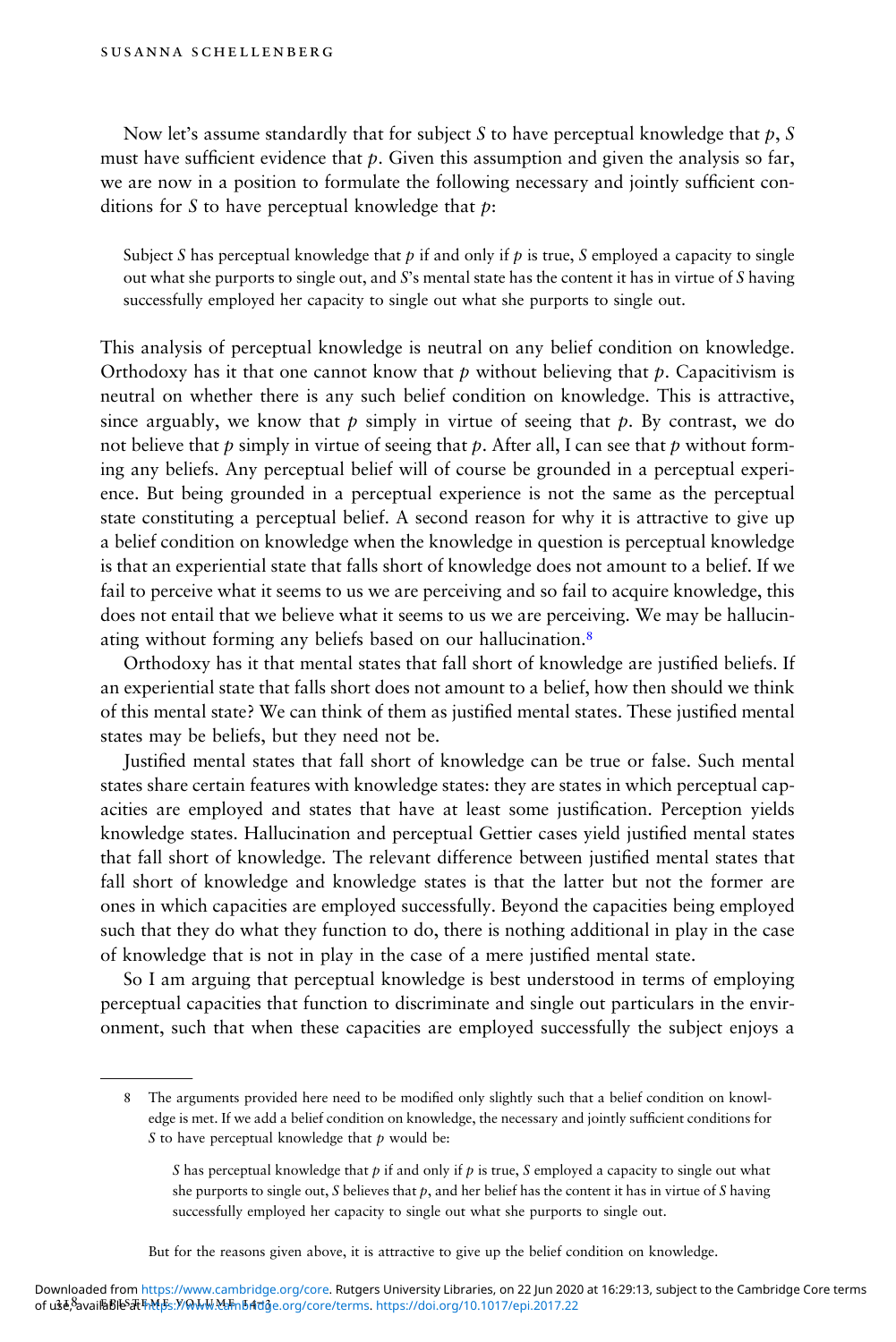Now let's assume standardly that for subject *S* to have perceptual knowledge that *p*, *S* must have sufficient evidence that *p*. Given this assumption and given the analysis so far, we are now in a position to formulate the following necessary and jointly sufficient conditions for *S* to have perceptual knowledge that *p*:

> Subject *S* has perceptual knowledge that *p* if and only if *p* is true, *S* employed a capacity to single out what she purports to single out, and *S*'s mental state has the content it has in virtue of *S* having successfully employed her capacity to single out what she purports to single out.

This analysis of perceptual knowledge is neutral on any belief condition on knowledge. Orthodoxy has it that one cannot know that *p* without believing that *p*. Capacitivism is neutral on whether there is any such belief condition on knowledge. This is attractive, since arguably, we know that *p* simply in virtue of seeing that *p*. By contrast, we do not believe that *p* simply in virtue of seeing that *p*. After all, I can see that *p* without forming any beliefs. Any perceptual belief will of course be grounded in a perceptual experience. But being grounded in a perceptual experience is not the same as the perceptual state constituting a perceptual belief. A second reason for why it is attractive to give up a belief condition on knowledge when the knowledge in question is perceptual knowledge is that an experiential state that falls short of knowledge does not amount to a belief. If we fail to perceive what it seems to us we are perceiving and so fail to acquire knowledge, this does not entail that we believe what it seems to us we are perceiving. We may be hallucinating without forming any beliefs based on our hallucination.[8]

Orthodoxy has it that mental states that fall short of knowledge are justified beliefs. If an experiential state that falls short does not amount to a belief, how then should we think of this mental state? We can think of them as justified mental states. These justified mental states may be beliefs, but they need not be.

Justified mental states that fall short of knowledge can be true or false. Such mental states share certain features with knowledge states: they are states in which perceptual capacities are employed and states that have at least some justification. Perception yields knowledge states. Hallucination and perceptual Gettier cases yield justified mental states that fall short of knowledge. The relevant difference between justified mental states that fall short of knowledge and knowledge states is that the latter but not the former are ones in which capacities are employed successfully. Beyond the capacities being employed such that they do what they function to do, there is nothing additional in play in the case of knowledge that is not in play in the case of a mere justified mental state.

So I am arguing that perceptual knowledge is best understood in terms of employing perceptual capacities that function to discriminate and single out particulars in the environment, such that when these capacities are employed successfully the subject enjoys a

---

8 The arguments provided here need to be modified only slightly such that a belief condition on knowledge is met. If we add a belief condition on knowledge, the necessary and jointly sufficient conditions for *S* to have perceptual knowledge that *p* would be:

> *S* has perceptual knowledge that *p* if and only if *p* is true, *S* employed a capacity to single out what she purports to single out, *S* believes that *p*, and her belief has the content it has in virtue of *S* having successfully employed her capacity to single out what she purports to single out.

But for the reasons given above, it is attractive to give up the belief condition on knowledge.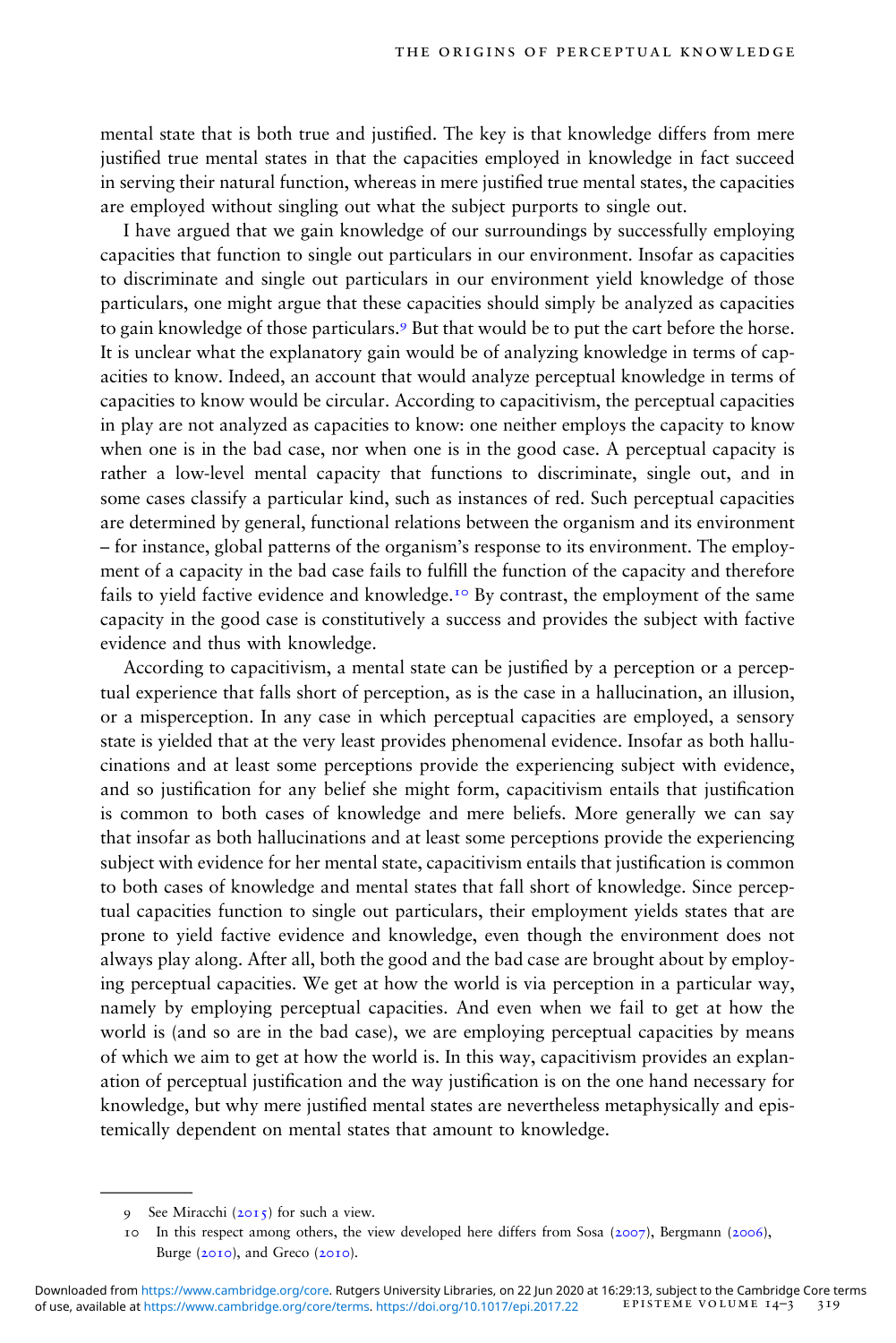mental state that is both true and justified. The key is that knowledge differs from mere justified true mental states in that the capacities employed in knowledge in fact succeed in serving their natural function, whereas in mere justified true mental states, the capacities are employed without singling out what the subject purports to single out.

I have argued that we gain knowledge of our surroundings by successfully employing capacities that function to single out particulars in our environment. Insofar as capacities to discriminate and single out particulars in our environment yield knowledge of those particulars, one might argue that these capacities should simply be analyzed as capacities to gain knowledge of those particulars.[9] But that would be to put the cart before the horse. It is unclear what the explanatory gain would be of analyzing knowledge in terms of capacities to know. Indeed, an account that would analyze perceptual knowledge in terms of capacities to know would be circular. According to capacitivism, the perceptual capacities in play are not analyzed as capacities to know: one neither employs the capacity to know when one is in the bad case, nor when one is in the good case. A perceptual capacity is rather a low-level mental capacity that functions to discriminate, single out, and in some cases classify a particular kind, such as instances of red. Such perceptual capacities are determined by general, functional relations between the organism and its environment – for instance, global patterns of the organism's response to its environment. The employment of a capacity in the bad case fails to fulfill the function of the capacity and therefore fails to yield factive evidence and knowledge.[10] By contrast, the employment of the same capacity in the good case is constitutively a success and provides the subject with factive evidence and thus with knowledge.

According to capacitivism, a mental state can be justified by a perception or a perceptual experience that falls short of perception, as is the case in a hallucination, an illusion, or a misperception. In any case in which perceptual capacities are employed, a sensory state is yielded that at the very least provides phenomenal evidence. Insofar as both hallucinations and at least some perceptions provide the experiencing subject with evidence, and so justification for any belief she might form, capacitivism entails that justification is common to both cases of knowledge and mere beliefs. More generally we can say that insofar as both hallucinations and at least some perceptions provide the experiencing subject with evidence for her mental state, capacitivism entails that justification is common to both cases of knowledge and mental states that fall short of knowledge. Since perceptual capacities function to single out particulars, their employment yields states that are prone to yield factive evidence and knowledge, even though the environment does not always play along. After all, both the good and the bad case are brought about by employing perceptual capacities. We get at how the world is via perception in a particular way, namely by employing perceptual capacities. And even when we fail to get at how the world is (and so are in the bad case), we are employing perceptual capacities by means of which we aim to get at how the world is. In this way, capacitivism provides an explanation of perceptual justification and the way justification is on the one hand necessary for knowledge, but why mere justified mental states are nevertheless metaphysically and epistemically dependent on mental states that amount to knowledge.

---

9 See Miracchi (2015) for such a view.

10 In this respect among others, the view developed here differs from Sosa (2007), Bergmann (2006), Burge (2010), and Greco (2010).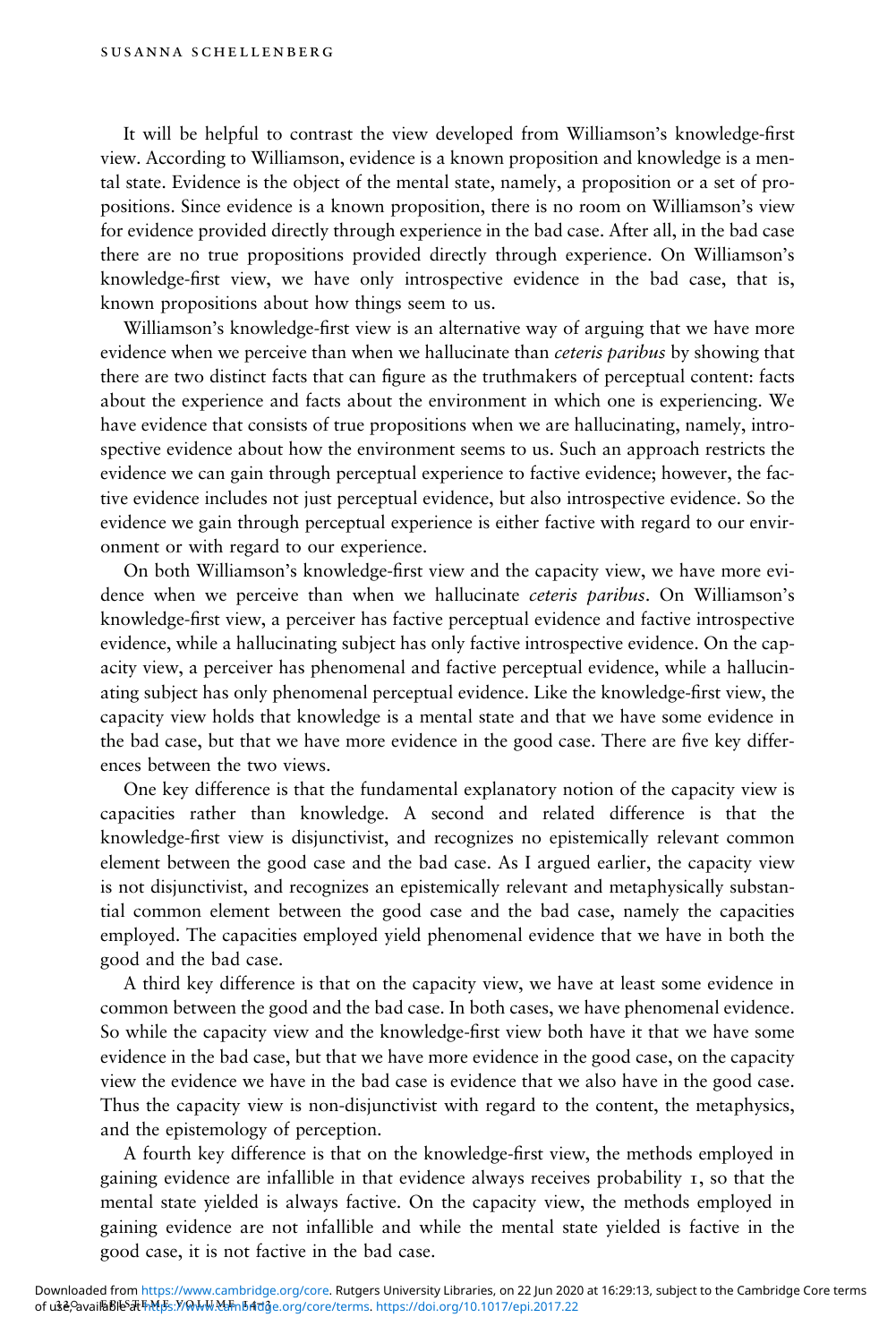It will be helpful to contrast the view developed from Williamson's knowledge-first view. According to Williamson, evidence is a known proposition and knowledge is a mental state. Evidence is the object of the mental state, namely, a proposition or a set of propositions. Since evidence is a known proposition, there is no room on Williamson's view for evidence provided directly through experience in the bad case. After all, in the bad case there are no true propositions provided directly through experience. On Williamson's knowledge-first view, we have only introspective evidence in the bad case, that is, known propositions about how things seem to us.

Williamson's knowledge-first view is an alternative way of arguing that we have more evidence when we perceive than when we hallucinate than *ceteris paribus* by showing that there are two distinct facts that can figure as the truthmakers of perceptual content: facts about the experience and facts about the environment in which one is experiencing. We have evidence that consists of true propositions when we are hallucinating, namely, introspective evidence about how the environment seems to us. Such an approach restricts the evidence we can gain through perceptual experience to factive evidence; however, the factive evidence includes not just perceptual evidence, but also introspective evidence. So the evidence we gain through perceptual experience is either factive with regard to our environment or with regard to our experience.

On both Williamson's knowledge-first view and the capacity view, we have more evidence when we perceive than when we hallucinate *ceteris paribus*. On Williamson's knowledge-first view, a perceiver has factive perceptual evidence and factive introspective evidence, while a hallucinating subject has only factive introspective evidence. On the capacity view, a perceiver has phenomenal and factive perceptual evidence, while a hallucinating subject has only phenomenal perceptual evidence. Like the knowledge-first view, the capacity view holds that knowledge is a mental state and that we have some evidence in the bad case, but that we have more evidence in the good case. There are five key differences between the two views.

One key difference is that the fundamental explanatory notion of the capacity view is capacities rather than knowledge. A second and related difference is that the knowledge-first view is disjunctivist, and recognizes no epistemically relevant common element between the good case and the bad case. As I argued earlier, the capacity view is not disjunctivist, and recognizes an epistemically relevant and metaphysically substantial common element between the good case and the bad case, namely the capacities employed. The capacities employed yield phenomenal evidence that we have in both the good and the bad case.

A third key difference is that on the capacity view, we have at least some evidence in common between the good and the bad case. In both cases, we have phenomenal evidence. So while the capacity view and the knowledge-first view both have it that we have some evidence in the bad case, but that we have more evidence in the good case, on the capacity view the evidence we have in the bad case is evidence that we also have in the good case. Thus the capacity view is non-disjunctivist with regard to the content, the metaphysics, and the epistemology of perception.

A fourth key difference is that on the knowledge-first view, the methods employed in gaining evidence are infallible in that evidence always receives probability 1, so that the mental state yielded is always factive. On the capacity view, the methods employed in gaining evidence are not infallible and while the mental state yielded is factive in the good case, it is not factive in the bad case.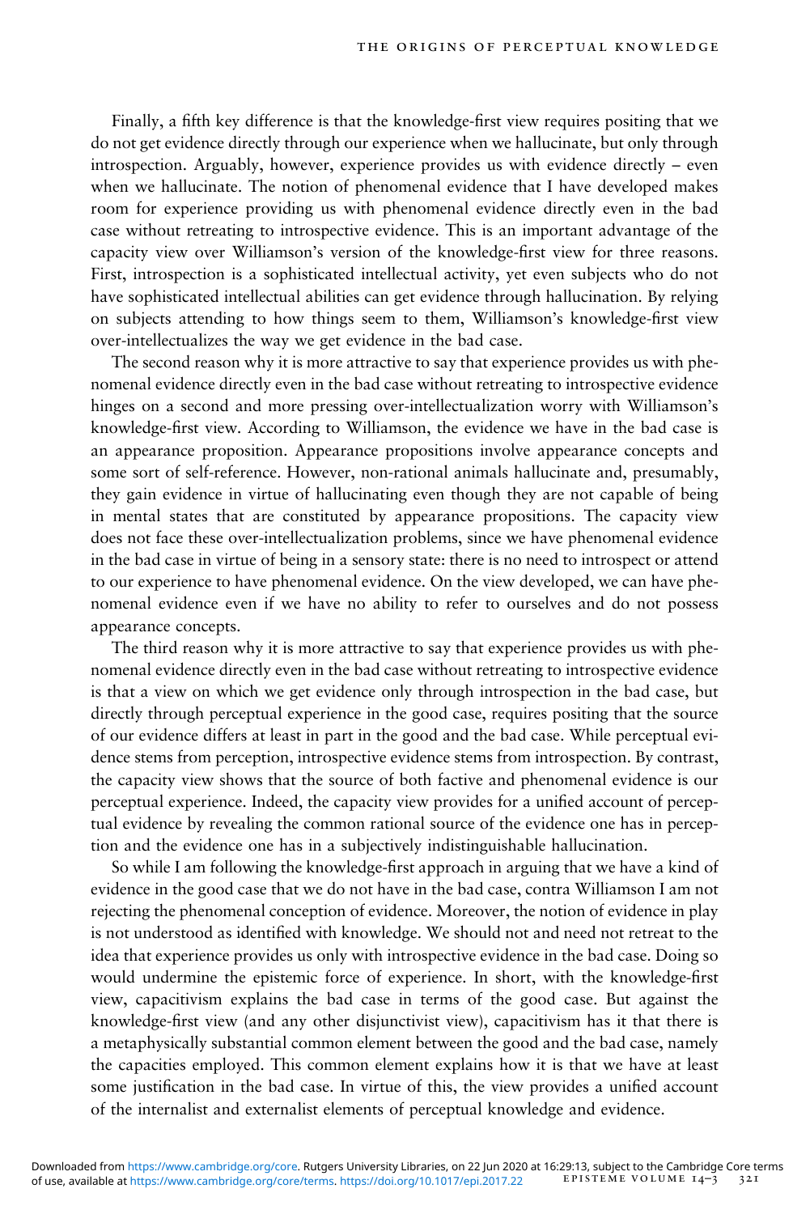Finally, a fifth key difference is that the knowledge-first view requires positing that we do not get evidence directly through our experience when we hallucinate, but only through introspection. Arguably, however, experience provides us with evidence directly – even when we hallucinate. The notion of phenomenal evidence that I have developed makes room for experience providing us with phenomenal evidence directly even in the bad case without retreating to introspective evidence. This is an important advantage of the capacity view over Williamson's version of the knowledge-first view for three reasons. First, introspection is a sophisticated intellectual activity, yet even subjects who do not have sophisticated intellectual abilities can get evidence through hallucination. By relying on subjects attending to how things seem to them, Williamson's knowledge-first view over-intellectualizes the way we get evidence in the bad case.

The second reason why it is more attractive to say that experience provides us with phenomenal evidence directly even in the bad case without retreating to introspective evidence hinges on a second and more pressing over-intellectualization worry with Williamson's knowledge-first view. According to Williamson, the evidence we have in the bad case is an appearance proposition. Appearance propositions involve appearance concepts and some sort of self-reference. However, non-rational animals hallucinate and, presumably, they gain evidence in virtue of hallucinating even though they are not capable of being in mental states that are constituted by appearance propositions. The capacity view does not face these over-intellectualization problems, since we have phenomenal evidence in the bad case in virtue of being in a sensory state: there is no need to introspect or attend to our experience to have phenomenal evidence. On the view developed, we can have phenomenal evidence even if we have no ability to refer to ourselves and do not possess appearance concepts.

The third reason why it is more attractive to say that experience provides us with phenomenal evidence directly even in the bad case without retreating to introspective evidence is that a view on which we get evidence only through introspection in the bad case, but directly through perceptual experience in the good case, requires positing that the source of our evidence differs at least in part in the good and the bad case. While perceptual evidence stems from perception, introspective evidence stems from introspection. By contrast, the capacity view shows that the source of both factive and phenomenal evidence is our perceptual experience. Indeed, the capacity view provides for a unified account of perceptual evidence by revealing the common rational source of the evidence one has in perception and the evidence one has in a subjectively indistinguishable hallucination.

So while I am following the knowledge-first approach in arguing that we have a kind of evidence in the good case that we do not have in the bad case, contra Williamson I am not rejecting the phenomenal conception of evidence. Moreover, the notion of evidence in play is not understood as identified with knowledge. We should not and need not retreat to the idea that experience provides us only with introspective evidence in the bad case. Doing so would undermine the epistemic force of experience. In short, with the knowledge-first view, capacitivism explains the bad case in terms of the good case. But against the knowledge-first view (and any other disjunctivist view), capacitivism has it that there is a metaphysically substantial common element between the good and the bad case, namely the capacities employed. This common element explains how it is that we have at least some justification in the bad case. In virtue of this, the view provides a unified account of the internalist and externalist elements of perceptual knowledge and evidence.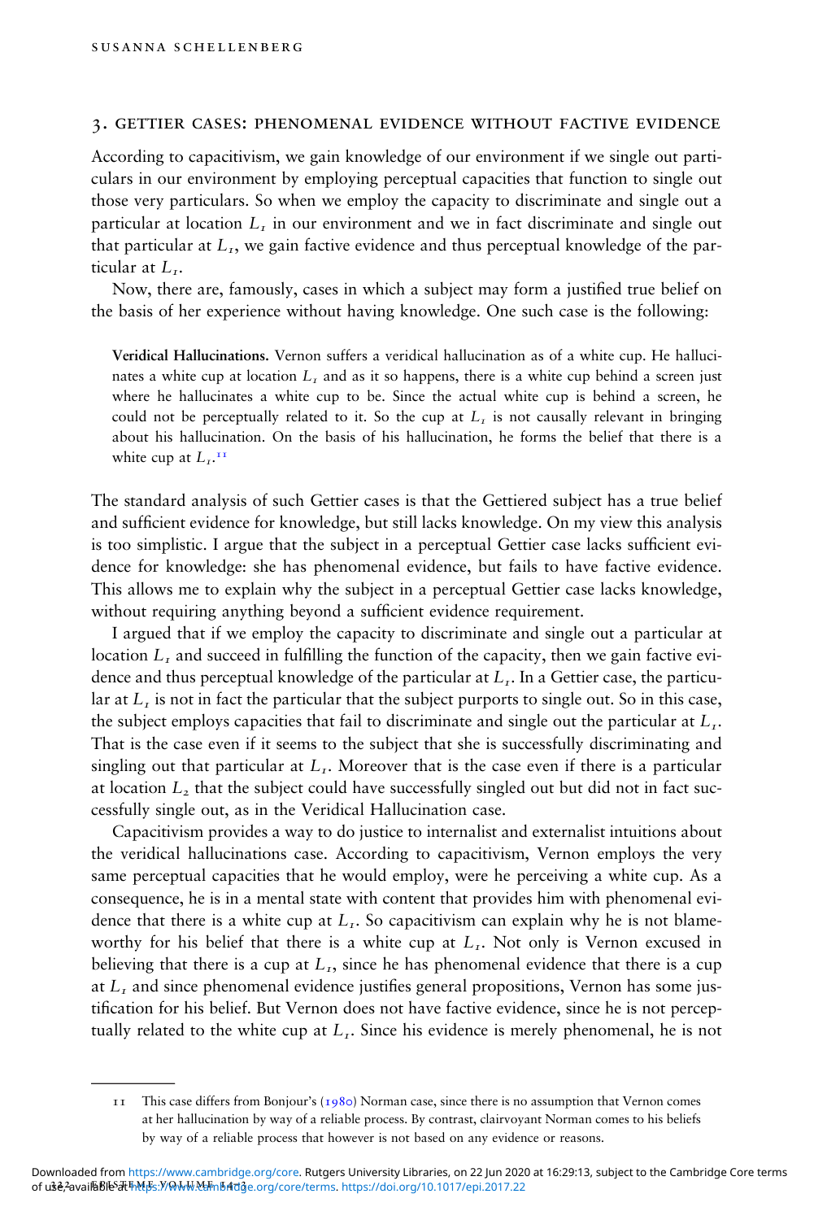## 3. GETTIER CASES: PHENOMENAL EVIDENCE WITHOUT FACTIVE EVIDENCE

According to capacitivism, we gain knowledge of our environment if we single out particulars in our environment by employing perceptual capacities that function to single out those very particulars. So when we employ the capacity to discriminate and single out a particular at location $L_1$ in our environment and we in fact discriminate and single out that particular at $L_1$, we gain factive evidence and thus perceptual knowledge of the particular at $L_1$.

Now, there are, famously, cases in which a subject may form a justified true belief on the basis of her experience without having knowledge. One such case is the following:

> **Veridical Hallucinations.** Vernon suffers a veridical hallucination as of a white cup. He hallucinates a white cup at location $L_1$ and as it so happens, there is a white cup behind a screen just where he hallucinates a white cup to be. Since the actual white cup is behind a screen, he could not be perceptually related to it. So the cup at $L_1$ is not causally relevant in bringing about his hallucination. On the basis of his hallucination, he forms the belief that there is a white cup at $L_1$.[11]

The standard analysis of such Gettier cases is that the Gettiered subject has a true belief and sufficient evidence for knowledge, but still lacks knowledge. On my view this analysis is too simplistic. I argue that the subject in a perceptual Gettier case lacks sufficient evidence for knowledge: she has phenomenal evidence, but fails to have factive evidence. This allows me to explain why the subject in a perceptual Gettier case lacks knowledge, without requiring anything beyond a sufficient evidence requirement.

I argued that if we employ the capacity to discriminate and single out a particular at location $L_1$ and succeed in fulfilling the function of the capacity, then we gain factive evidence and thus perceptual knowledge of the particular at $L_1$. In a Gettier case, the particular at $L_1$ is not in fact the particular that the subject purports to single out. So in this case, the subject employs capacities that fail to discriminate and single out the particular at $L_1$. That is the case even if it seems to the subject that she is successfully discriminating and singling out that particular at $L_1$. Moreover that is the case even if there is a particular at location $L_2$ that the subject could have successfully singled out but did not in fact successfully single out, as in the Veridical Hallucination case.

Capacitivism provides a way to do justice to internalist and externalist intuitions about the veridical hallucinations case. According to capacitivism, Vernon employs the very same perceptual capacities that he would employ, were he perceiving a white cup. As a consequence, he is in a mental state with content that provides him with phenomenal evidence that there is a white cup at $L_1$. So capacitivism can explain why he is not blameworthy for his belief that there is a white cup at $L_1$. Not only is Vernon excused in believing that there is a cup at $L_1$, since he has phenomenal evidence that there is a cup at $L_1$ and since phenomenal evidence justifies general propositions, Vernon has some justification for his belief. But Vernon does not have factive evidence, since he is not perceptually related to the white cup at $L_1$. Since his evidence is merely phenomenal, he is not

---

11 This case differs from Bonjour's (1980) Norman case, since there is no assumption that Vernon comes at her hallucination by way of a reliable process. By contrast, clairvoyant Norman comes to his beliefs by way of a reliable process that however is not based on any evidence or reasons.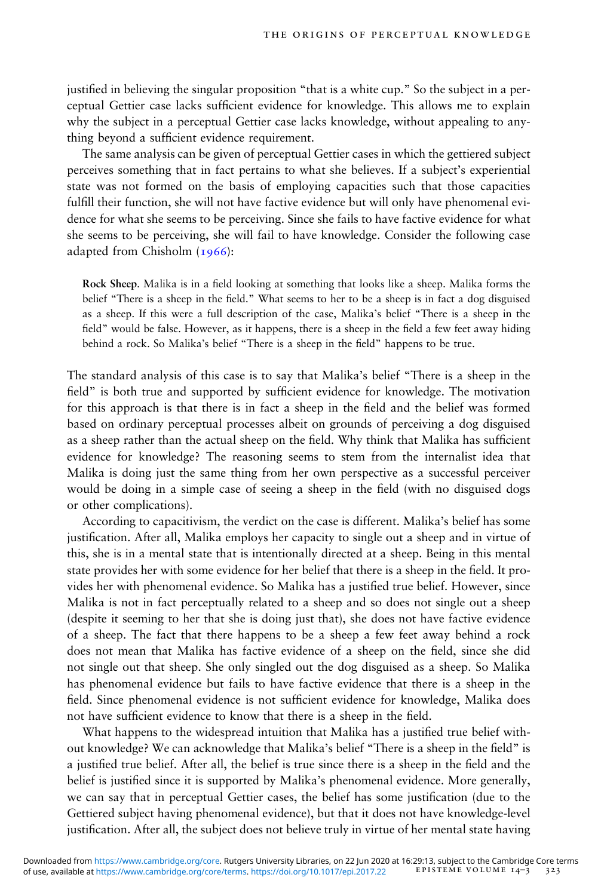justified in believing the singular proposition "that is a white cup." So the subject in a perceptual Gettier case lacks sufficient evidence for knowledge. This allows me to explain why the subject in a perceptual Gettier case lacks knowledge, without appealing to anything beyond a sufficient evidence requirement.

The same analysis can be given of perceptual Gettier cases in which the gettiered subject perceives something that in fact pertains to what she believes. If a subject's experiential state was not formed on the basis of employing capacities such that those capacities fulfill their function, she will not have factive evidence but will only have phenomenal evidence for what she seems to be perceiving. Since she fails to have factive evidence for what she seems to be perceiving, she will fail to have knowledge. Consider the following case adapted from Chisholm (1966):

> **Rock Sheep**. Malika is in a field looking at something that looks like a sheep. Malika forms the belief "There is a sheep in the field." What seems to her to be a sheep is in fact a dog disguised as a sheep. If this were a full description of the case, Malika's belief "There is a sheep in the field" would be false. However, as it happens, there is a sheep in the field a few feet away hiding behind a rock. So Malika's belief "There is a sheep in the field" happens to be true.

The standard analysis of this case is to say that Malika's belief "There is a sheep in the field" is both true and supported by sufficient evidence for knowledge. The motivation for this approach is that there is in fact a sheep in the field and the belief was formed based on ordinary perceptual processes albeit on grounds of perceiving a dog disguised as a sheep rather than the actual sheep on the field. Why think that Malika has sufficient evidence for knowledge? The reasoning seems to stem from the internalist idea that Malika is doing just the same thing from her own perspective as a successful perceiver would be doing in a simple case of seeing a sheep in the field (with no disguised dogs or other complications).

According to capacitivism, the verdict on the case is different. Malika's belief has some justification. After all, Malika employs her capacity to single out a sheep and in virtue of this, she is in a mental state that is intentionally directed at a sheep. Being in this mental state provides her with some evidence for her belief that there is a sheep in the field. It provides her with phenomenal evidence. So Malika has a justified true belief. However, since Malika is not in fact perceptually related to a sheep and so does not single out a sheep (despite it seeming to her that she is doing just that), she does not have factive evidence of a sheep. The fact that there happens to be a sheep a few feet away behind a rock does not mean that Malika has factive evidence of a sheep on the field, since she did not single out that sheep. She only singled out the dog disguised as a sheep. So Malika has phenomenal evidence but fails to have factive evidence that there is a sheep in the field. Since phenomenal evidence is not sufficient evidence for knowledge, Malika does not have sufficient evidence to know that there is a sheep in the field.

What happens to the widespread intuition that Malika has a justified true belief without knowledge? We can acknowledge that Malika's belief "There is a sheep in the field" is a justified true belief. After all, the belief is true since there is a sheep in the field and the belief is justified since it is supported by Malika's phenomenal evidence. More generally, we can say that in perceptual Gettier cases, the belief has some justification (due to the Gettiered subject having phenomenal evidence), but that it does not have knowledge-level justification. After all, the subject does not believe truly in virtue of her mental state having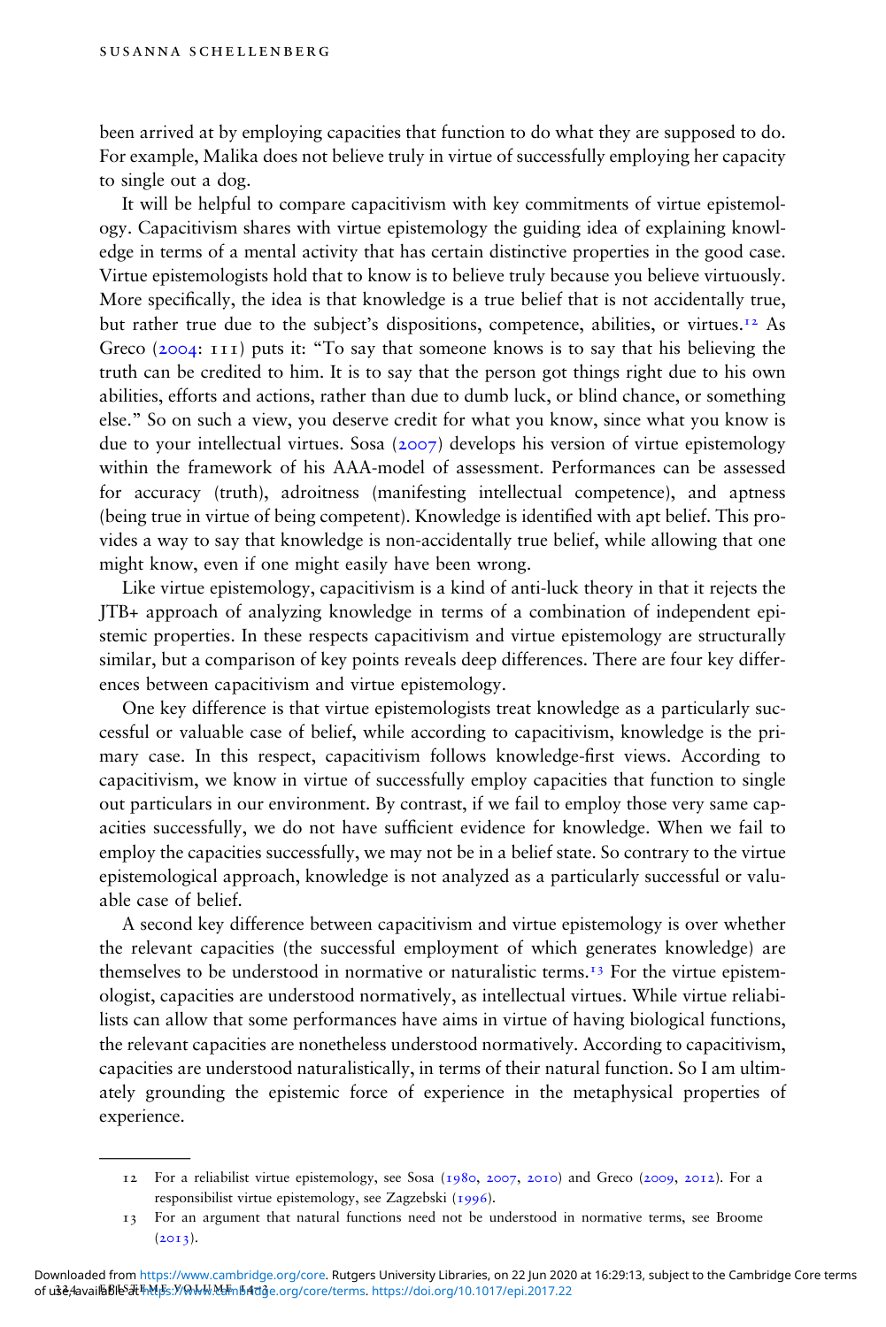been arrived at by employing capacities that function to do what they are supposed to do. For example, Malika does not believe truly in virtue of successfully employing her capacity to single out a dog.

It will be helpful to compare capacitivism with key commitments of virtue epistemology. Capacitivism shares with virtue epistemology the guiding idea of explaining knowledge in terms of a mental activity that has certain distinctive properties in the good case. Virtue epistemologists hold that to know is to believe truly because you believe virtuously. More specifically, the idea is that knowledge is a true belief that is not accidentally true, but rather true due to the subject's dispositions, competence, abilities, or virtues.[12] As Greco (2004: 111) puts it: "To say that someone knows is to say that his believing the truth can be credited to him. It is to say that the person got things right due to his own abilities, efforts and actions, rather than due to dumb luck, or blind chance, or something else." So on such a view, you deserve credit for what you know, since what you know is due to your intellectual virtues. Sosa (2007) develops his version of virtue epistemology within the framework of his AAA-model of assessment. Performances can be assessed for accuracy (truth), adroitness (manifesting intellectual competence), and aptness (being true in virtue of being competent). Knowledge is identified with apt belief. This provides a way to say that knowledge is non-accidentally true belief, while allowing that one might know, even if one might easily have been wrong.

Like virtue epistemology, capacitivism is a kind of anti-luck theory in that it rejects the JTB+ approach of analyzing knowledge in terms of a combination of independent epistemic properties. In these respects capacitivism and virtue epistemology are structurally similar, but a comparison of key points reveals deep differences. There are four key differences between capacitivism and virtue epistemology.

One key difference is that virtue epistemologists treat knowledge as a particularly successful or valuable case of belief, while according to capacitivism, knowledge is the primary case. In this respect, capacitivism follows knowledge-first views. According to capacitivism, we know in virtue of successfully employ capacities that function to single out particulars in our environment. By contrast, if we fail to employ those very same capacities successfully, we do not have sufficient evidence for knowledge. When we fail to employ the capacities successfully, we may not be in a belief state. So contrary to the virtue epistemological approach, knowledge is not analyzed as a particularly successful or valuable case of belief.

A second key difference between capacitivism and virtue epistemology is over whether the relevant capacities (the successful employment of which generates knowledge) are themselves to be understood in normative or naturalistic terms.[13] For the virtue epistemologist, capacities are understood normatively, as intellectual virtues. While virtue reliabilists can allow that some performances have aims in virtue of having biological functions, the relevant capacities are nonetheless understood normatively. According to capacitivism, capacities are understood naturalistically, in terms of their natural function. So I am ultimately grounding the epistemic force of experience in the metaphysical properties of experience.

---

12 For a reliabilist virtue epistemology, see Sosa (1980, 2007, 2010) and Greco (2009, 2012). For a responsibilist virtue epistemology, see Zagzebski (1996).

13 For an argument that natural functions need not be understood in normative terms, see Broome (2013).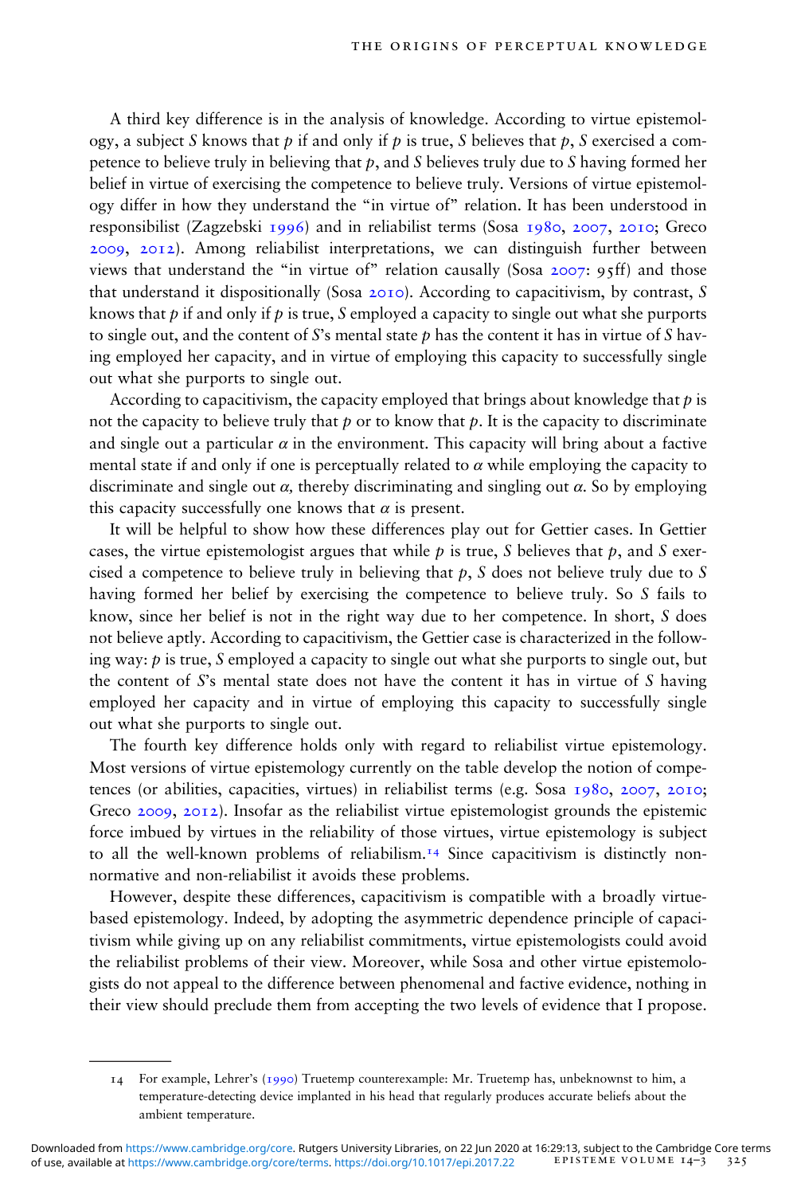A third key difference is in the analysis of knowledge. According to virtue epistemology, a subject *S* knows that *p* if and only if *p* is true, *S* believes that *p*, *S* exercised a competence to believe truly in believing that *p*, and *S* believes truly due to *S* having formed her belief in virtue of exercising the competence to believe truly. Versions of virtue epistemology differ in how they understand the "in virtue of" relation. It has been understood in responsibilist (Zagzebski 1996) and in reliabilist terms (Sosa 1980, 2007, 2010; Greco 2009, 2012). Among reliabilist interpretations, we can distinguish further between views that understand the "in virtue of" relation causally (Sosa 2007: 95ff) and those that understand it dispositionally (Sosa 2010). According to capacitivism, by contrast, *S* knows that *p* if and only if *p* is true, *S* employed a capacity to single out what she purports to single out, and the content of *S*'s mental state *p* has the content it has in virtue of *S* having employed her capacity, and in virtue of employing this capacity to successfully single out what she purports to single out.

According to capacitivism, the capacity employed that brings about knowledge that *p* is not the capacity to believe truly that *p* or to know that *p*. It is the capacity to discriminate and single out a particular $\alpha$ in the environment. This capacity will bring about a factive mental state if and only if one is perceptually related to $\alpha$ while employing the capacity to discriminate and single out $\alpha$, thereby discriminating and singling out $\alpha$. So by employing this capacity successfully one knows that $\alpha$ is present.

It will be helpful to show how these differences play out for Gettier cases. In Gettier cases, the virtue epistemologist argues that while *p* is true, *S* believes that *p*, and *S* exercised a competence to believe truly in believing that *p*, *S* does not believe truly due to *S* having formed her belief by exercising the competence to believe truly. So *S* fails to know, since her belief is not in the right way due to her competence. In short, *S* does not believe aptly. According to capacitivism, the Gettier case is characterized in the following way: *p* is true, *S* employed a capacity to single out what she purports to single out, but the content of *S*'s mental state does not have the content it has in virtue of *S* having employed her capacity and in virtue of employing this capacity to successfully single out what she purports to single out.

The fourth key difference holds only with regard to reliabilist virtue epistemology. Most versions of virtue epistemology currently on the table develop the notion of competences (or abilities, capacities, virtues) in reliabilist terms (e.g. Sosa 1980, 2007, 2010; Greco 2009, 2012). Insofar as the reliabilist virtue epistemologist grounds the epistemic force imbued by virtues in the reliability of those virtues, virtue epistemology is subject to all the well-known problems of reliabilism.[14] Since capacitivism is distinctly non-normative and non-reliabilist it avoids these problems.

However, despite these differences, capacitivism is compatible with a broadly virtue-based epistemology. Indeed, by adopting the asymmetric dependence principle of capacitivism while giving up on any reliabilist commitments, virtue epistemologists could avoid the reliabilist problems of their view. Moreover, while Sosa and other virtue epistemologists do not appeal to the difference between phenomenal and factive evidence, nothing in their view should preclude them from accepting the two levels of evidence that I propose.

---

14 For example, Lehrer's (1990) Truetemp counterexample: Mr. Truetemp has, unbeknownst to him, a temperature-detecting device implanted in his head that regularly produces accurate beliefs about the ambient temperature.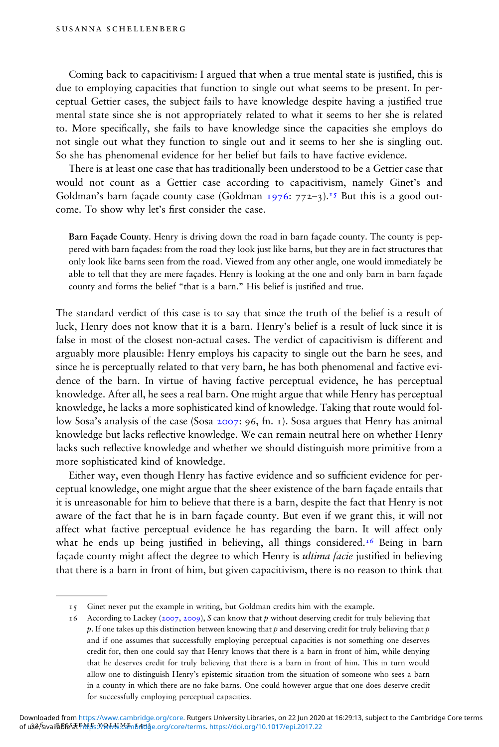Coming back to capacitivism: I argued that when a true mental state is justified, this is due to employing capacities that function to single out what seems to be present. In perceptual Gettier cases, the subject fails to have knowledge despite having a justified true mental state since she is not appropriately related to what it seems to her she is related to. More specifically, she fails to have knowledge since the capacities she employs do not single out what they function to single out and it seems to her she is singling out. So she has phenomenal evidence for her belief but fails to have factive evidence.

There is at least one case that has traditionally been understood to be a Gettier case that would not count as a Gettier case according to capacitivism, namely Ginet's and Goldman's barn façade county case (Goldman 1976: 772–3).[15] But this is a good outcome. To show why let's first consider the case.

> **Barn Façade County**. Henry is driving down the road in barn façade county. The county is peppered with barn façades: from the road they look just like barns, but they are in fact structures that only look like barns seen from the road. Viewed from any other angle, one would immediately be able to tell that they are mere façades. Henry is looking at the one and only barn in barn façade county and forms the belief "that is a barn." His belief is justified and true.

The standard verdict of this case is to say that since the truth of the belief is a result of luck, Henry does not know that it is a barn. Henry's belief is a result of luck since it is false in most of the closest non-actual cases. The verdict of capacitivism is different and arguably more plausible: Henry employs his capacity to single out the barn he sees, and since he is perceptually related to that very barn, he has both phenomenal and factive evidence of the barn. In virtue of having factive perceptual evidence, he has perceptual knowledge. After all, he sees a real barn. One might argue that while Henry has perceptual knowledge, he lacks a more sophisticated kind of knowledge. Taking that route would follow Sosa's analysis of the case (Sosa 2007: 96, fn. 1). Sosa argues that Henry has animal knowledge but lacks reflective knowledge. We can remain neutral here on whether Henry lacks such reflective knowledge and whether we should distinguish more primitive from a more sophisticated kind of knowledge.

Either way, even though Henry has factive evidence and so sufficient evidence for perceptual knowledge, one might argue that the sheer existence of the barn façade entails that it is unreasonable for him to believe that there is a barn, despite the fact that Henry is not aware of the fact that he is in barn façade county. But even if we grant this, it will not affect what factive perceptual evidence he has regarding the barn. It will affect only what he ends up being justified in believing, all things considered.[16] Being in barn façade county might affect the degree to which Henry is *ultima facie* justified in believing that there is a barn in front of him, but given capacitivism, there is no reason to think that

---

15 Ginet never put the example in writing, but Goldman credits him with the example.

16 According to Lackey (2007, 2009), *S* can know that *p* without deserving credit for truly believing that *p*. If one takes up this distinction between knowing that *p* and deserving credit for truly believing that *p* and if one assumes that successfully employing perceptual capacities is not something one deserves credit for, then one could say that Henry knows that there is a barn in front of him, while denying that he deserves credit for truly believing that there is a barn in front of him. This in turn would allow one to distinguish Henry's epistemic situation from the situation of someone who sees a barn in a county in which there are no fake barns. One could however argue that one does deserve credit for successfully employing perceptual capacities.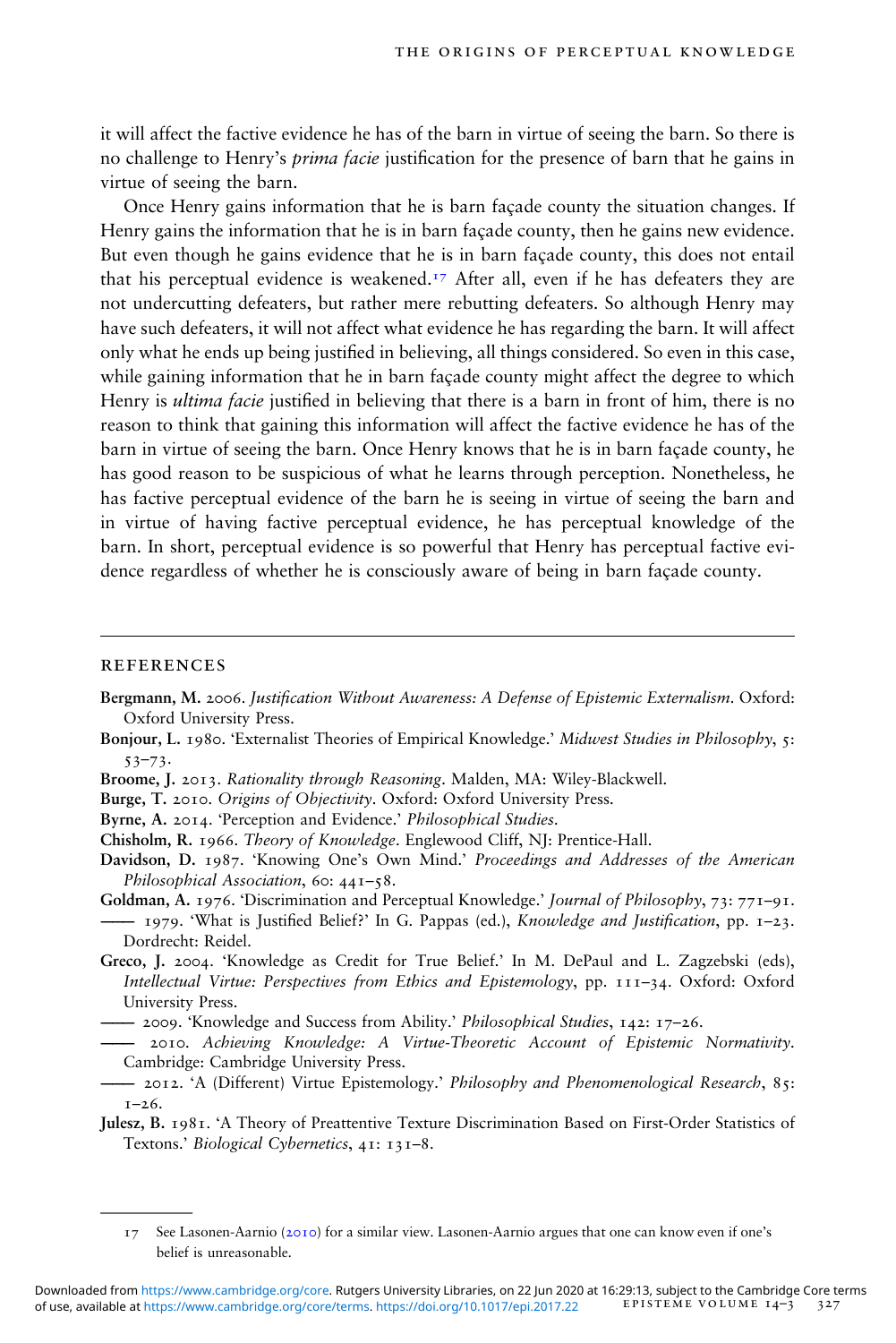it will affect the factive evidence he has of the barn in virtue of seeing the barn. So there is no challenge to Henry's *prima facie* justification for the presence of barn that he gains in virtue of seeing the barn.

Once Henry gains information that he is barn façade county the situation changes. If Henry gains the information that he is in barn façade county, then he gains new evidence. But even though he gains evidence that he is in barn façade county, this does not entail that his perceptual evidence is weakened.[17] After all, even if he has defeaters they are not undercutting defeaters, but rather mere rebutting defeaters. So although Henry may have such defeaters, it will not affect what evidence he has regarding the barn. It will affect only what he ends up being justified in believing, all things considered. So even in this case, while gaining information that he in barn façade county might affect the degree to which Henry is *ultima facie* justified in believing that there is a barn in front of him, there is no reason to think that gaining this information will affect the factive evidence he has of the barn in virtue of seeing the barn. Once Henry knows that he is in barn façade county, he has good reason to be suspicious of what he learns through perception. Nonetheless, he has factive perceptual evidence of the barn he is seeing in virtue of seeing the barn and in virtue of having factive perceptual evidence, he has perceptual knowledge of the barn. In short, perceptual evidence is so powerful that Henry has perceptual factive evidence regardless of whether he is consciously aware of being in barn façade county.

## REFERENCES

**Bergmann, M.** 2006. *Justification Without Awareness: A Defense of Epistemic Externalism*. Oxford: Oxford University Press.

**Bonjour, L.** 1980. 'Externalist Theories of Empirical Knowledge.' *Midwest Studies in Philosophy*, 5: 53–73.

**Broome, J.** 2013. *Rationality through Reasoning*. Malden, MA: Wiley-Blackwell.

**Burge, T.** 2010. *Origins of Objectivity*. Oxford: Oxford University Press.

**Byrne, A.** 2014. 'Perception and Evidence.' *Philosophical Studies*.

**Chisholm, R.** 1966. *Theory of Knowledge*. Englewood Cliff, NJ: Prentice-Hall.

**Davidson, D.** 1987. 'Knowing One's Own Mind.' *Proceedings and Addresses of the American Philosophical Association*, 60: 441–58.

**Goldman, A.** 1976. 'Discrimination and Perceptual Knowledge.' *Journal of Philosophy*, 73: 771–91.

—— 1979. 'What is Justified Belief?' In G. Pappas (ed.), *Knowledge and Justification*, pp. 1–23. Dordrecht: Reidel.

**Greco, J.** 2004. 'Knowledge as Credit for True Belief.' In M. DePaul and L. Zagzebski (eds), *Intellectual Virtue: Perspectives from Ethics and Epistemology*, pp. 111–34. Oxford: Oxford University Press.

—— 2009. 'Knowledge and Success from Ability.' *Philosophical Studies*, 142: 17–26.

—— 2010. *Achieving Knowledge: A Virtue-Theoretic Account of Epistemic Normativity*. Cambridge: Cambridge University Press.

—— 2012. 'A (Different) Virtue Epistemology.' *Philosophy and Phenomenological Research*, 85: 1–26.

**Julesz, B.** 1981. 'A Theory of Preattentive Texture Discrimination Based on First-Order Statistics of Textons.' *Biological Cybernetics*, 41: 131–8.

---

17 See Lasonen-Aarnio (2010) for a similar view. Lasonen-Aarnio argues that one can know even if one's belief is unreasonable.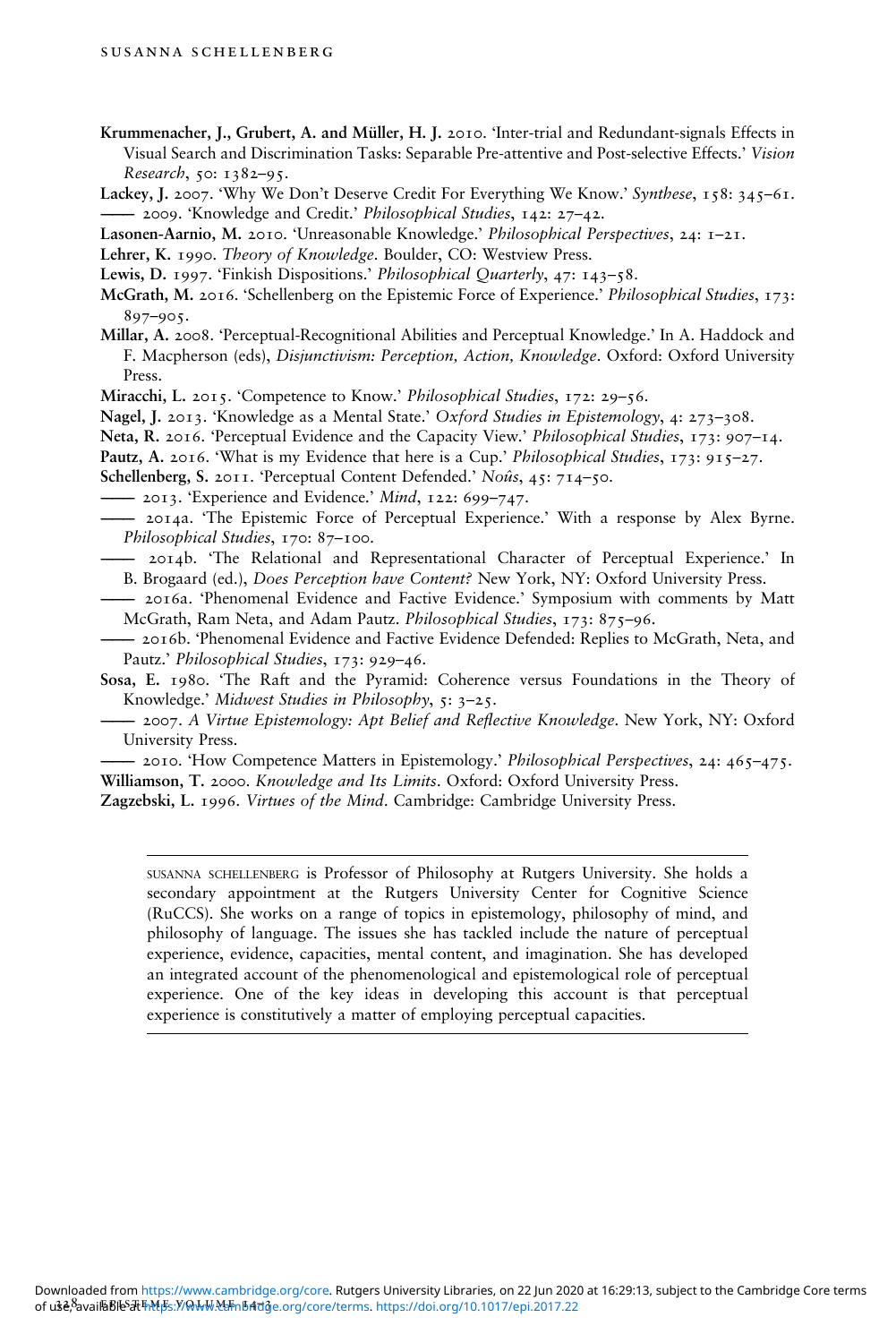**Krummenacher, J., Grubert, A. and Müller, H. J.** 2010. 'Inter-trial and Redundant-signals Effects in Visual Search and Discrimination Tasks: Separable Pre-attentive and Post-selective Effects.' *Vision Research*, 50: 1382–95.

**Lackey, J.** 2007. 'Why We Don't Deserve Credit For Everything We Know.' *Synthese*, 158: 345–61.

—— 2009. 'Knowledge and Credit.' *Philosophical Studies*, 142: 27–42.

**Lasonen-Aarnio, M.** 2010. 'Unreasonable Knowledge.' *Philosophical Perspectives*, 24: 1–21.

**Lehrer, K.** 1990. *Theory of Knowledge*. Boulder, CO: Westview Press.

**Lewis, D.** 1997. 'Finkish Dispositions.' *Philosophical Quarterly*, 47: 143–58.

**McGrath, M.** 2016. 'Schellenberg on the Epistemic Force of Experience.' *Philosophical Studies*, 173: 897–905.

**Millar, A.** 2008. 'Perceptual-Recognitional Abilities and Perceptual Knowledge.' In A. Haddock and F. Macpherson (eds), *Disjunctivism: Perception, Action, Knowledge*. Oxford: Oxford University Press.

**Miracchi, L.** 2015. 'Competence to Know.' *Philosophical Studies*, 172: 29–56.

**Nagel, J.** 2013. 'Knowledge as a Mental State.' *Oxford Studies in Epistemology*, 4: 273–308.

**Neta, R.** 2016. 'Perceptual Evidence and the Capacity View.' *Philosophical Studies*, 173: 907–14.

**Pautz, A.** 2016. 'What is my Evidence that here is a Cup.' *Philosophical Studies*, 173: 915–27.

**Schellenberg, S.** 2011. 'Perceptual Content Defended.' *Noûs*, 45: 714–50.

—— 2013. 'Experience and Evidence.' *Mind*, 122: 699–747.

—— 2014a. 'The Epistemic Force of Perceptual Experience.' With a response by Alex Byrne. *Philosophical Studies*, 170: 87–100.

—— 2014b. 'The Relational and Representational Character of Perceptual Experience.' In B. Brogaard (ed.), *Does Perception have Content?* New York, NY: Oxford University Press.

—— 2016a. 'Phenomenal Evidence and Factive Evidence.' Symposium with comments by Matt McGrath, Ram Neta, and Adam Pautz. *Philosophical Studies*, 173: 875–96.

—— 2016b. 'Phenomenal Evidence and Factive Evidence Defended: Replies to McGrath, Neta, and Pautz.' *Philosophical Studies*, 173: 929–46.

**Sosa, E.** 1980. 'The Raft and the Pyramid: Coherence versus Foundations in the Theory of Knowledge.' *Midwest Studies in Philosophy*, 5: 3–25.

—— 2007. *A Virtue Epistemology: Apt Belief and Reflective Knowledge*. New York, NY: Oxford University Press.

—— 2010. 'How Competence Matters in Epistemology.' *Philosophical Perspectives*, 24: 465–475.

**Williamson, T.** 2000. *Knowledge and Its Limits*. Oxford: Oxford University Press.

**Zagzebski, L.** 1996. *Virtues of the Mind*. Cambridge: Cambridge University Press.

---

SUSANNA SCHELLENBERG is Professor of Philosophy at Rutgers University. She holds a secondary appointment at the Rutgers University Center for Cognitive Science (RuCCS). She works on a range of topics in epistemology, philosophy of mind, and philosophy of language. The issues she has tackled include the nature of perceptual experience, evidence, capacities, mental content, and imagination. She has developed an integrated account of the phenomenological and epistemological role of perceptual experience. One of the key ideas in developing this account is that perceptual experience is constitutively a matter of employing perceptual capacities.

---